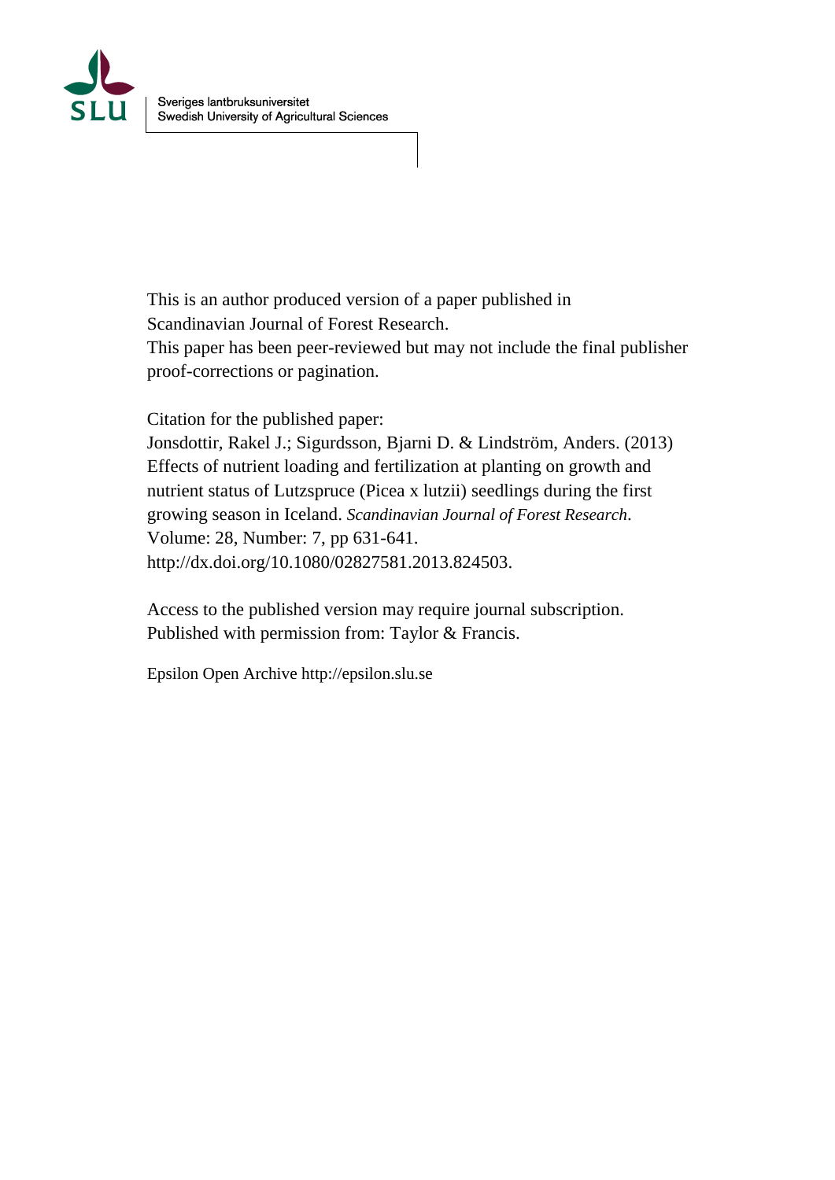Sveriges lantbruksuniversitet
Swedish University of Agricultural Sciences

This is an author produced version of a paper published in
Scandinavian Journal of Forest Research.
This paper has been peer-reviewed but may not include the final publisher proof-corrections or pagination.

Citation for the published paper:
Jonsdottir, Rakel J.; Sigurdsson, Bjarni D. & Lindström, Anders. (2013) Effects of nutrient loading and fertilization at planting on growth and nutrient status of Lutzspruce (Picea x lutzii) seedlings during the first growing season in Iceland. *Scandinavian Journal of Forest Research*. Volume: 28, Number: 7, pp 631-641.
http://dx.doi.org/10.1080/02827581.2013.824503.

Access to the published version may require journal subscription.
Published with permission from: Taylor & Francis.

Epsilon Open Archive http://epsilon.slu.se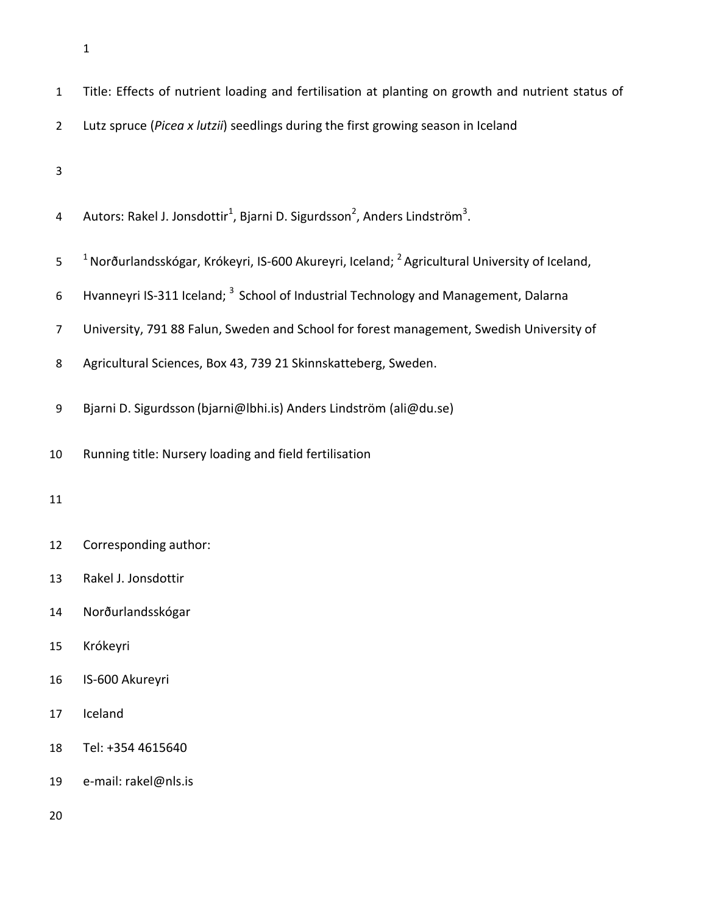Title: Effects of nutrient loading and fertilisation at planting on growth and nutrient status of Lutz spruce (*Picea x lutzii*) seedlings during the first growing season in Iceland

Autors: Rakel J. Jonsdottir[1], Bjarni D. Sigurdsson[2], Anders Lindström[3].

[1] Norðurlandsskógar, Krókeyri, IS-600 Akureyri, Iceland; [2] Agricultural University of Iceland, Hvanneyri IS-311 Iceland; [3] School of Industrial Technology and Management, Dalarna University, 791 88 Falun, Sweden and School for forest management, Swedish University of Agricultural Sciences, Box 43, 739 21 Skinnskatteberg, Sweden.

Bjarni D. Sigurdsson (bjarni@lbhi.is) Anders Lindström (ali@du.se)

Running title: Nursery loading and field fertilisation

Corresponding author:
Rakel J. Jonsdottir
Norðurlandsskógar
Krókeyri
IS-600 Akureyri
Iceland
Tel: +354 4615640
e-mail: rakel@nls.is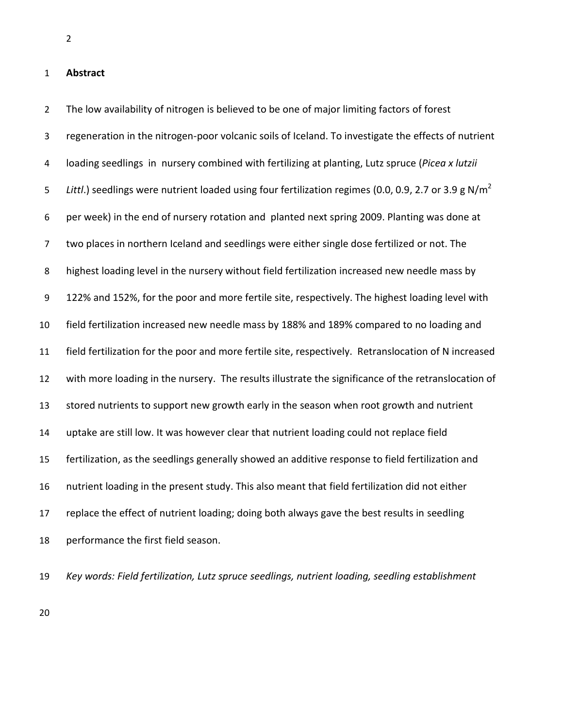**Abstract**

The low availability of nitrogen is believed to be one of major limiting factors of forest regeneration in the nitrogen-poor volcanic soils of Iceland. To investigate the effects of nutrient loading seedlings in nursery combined with fertilizing at planting, Lutz spruce (*Picea x lutzii Littl*.) seedlings were nutrient loaded using four fertilization regimes (0.0, 0.9, 2.7 or 3.9 g N/$m^2$ per week) in the end of nursery rotation and planted next spring 2009. Planting was done at two places in northern Iceland and seedlings were either single dose fertilized or not. The highest loading level in the nursery without field fertilization increased new needle mass by 122% and 152%, for the poor and more fertile site, respectively. The highest loading level with field fertilization increased new needle mass by 188% and 189% compared to no loading and field fertilization for the poor and more fertile site, respectively. Retranslocation of N increased with more loading in the nursery. The results illustrate the significance of the retranslocation of stored nutrients to support new growth early in the season when root growth and nutrient uptake are still low. It was however clear that nutrient loading could not replace field fertilization, as the seedlings generally showed an additive response to field fertilization and nutrient loading in the present study. This also meant that field fertilization did not either replace the effect of nutrient loading; doing both always gave the best results in seedling performance the first field season.

*Key words: Field fertilization, Lutz spruce seedlings, nutrient loading, seedling establishment*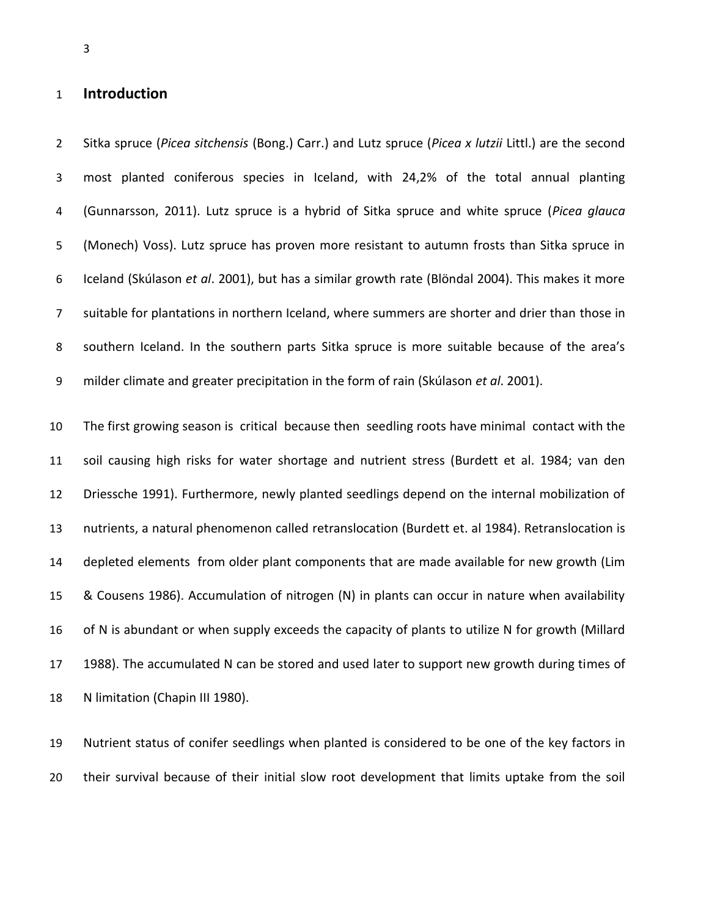# Introduction

Sitka spruce (*Picea sitchensis* (Bong.) Carr.) and Lutz spruce (*Picea x lutzii* Littl.) are the second most planted coniferous species in Iceland, with 24,2% of the total annual planting (Gunnarsson, 2011). Lutz spruce is a hybrid of Sitka spruce and white spruce (*Picea glauca* (Monech) Voss). Lutz spruce has proven more resistant to autumn frosts than Sitka spruce in Iceland (Skúlason *et al*. 2001), but has a similar growth rate (Blöndal 2004). This makes it more suitable for plantations in northern Iceland, where summers are shorter and drier than those in southern Iceland. In the southern parts Sitka spruce is more suitable because of the area's milder climate and greater precipitation in the form of rain (Skúlason *et al*. 2001).

The first growing season is critical because then seedling roots have minimal contact with the soil causing high risks for water shortage and nutrient stress (Burdett et al. 1984; van den Driessche 1991). Furthermore, newly planted seedlings depend on the internal mobilization of nutrients, a natural phenomenon called retranslocation (Burdett et. al 1984). Retranslocation is depleted elements from older plant components that are made available for new growth (Lim & Cousens 1986). Accumulation of nitrogen (N) in plants can occur in nature when availability of N is abundant or when supply exceeds the capacity of plants to utilize N for growth (Millard 1988). The accumulated N can be stored and used later to support new growth during times of N limitation (Chapin III 1980).

Nutrient status of conifer seedlings when planted is considered to be one of the key factors in their survival because of their initial slow root development that limits uptake from the soil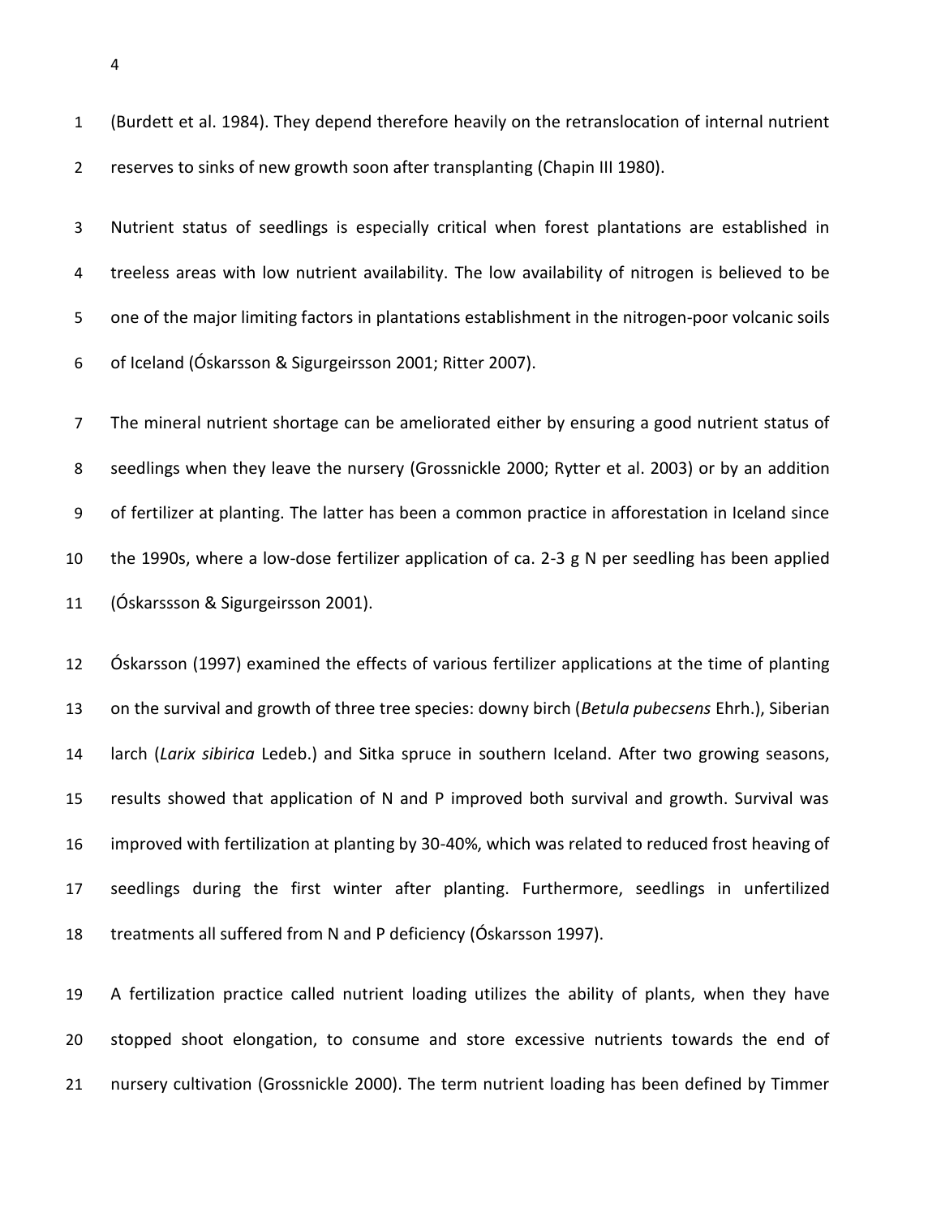(Burdett et al. 1984). They depend therefore heavily on the retranslocation of internal nutrient reserves to sinks of new growth soon after transplanting (Chapin III 1980).

Nutrient status of seedlings is especially critical when forest plantations are established in treeless areas with low nutrient availability. The low availability of nitrogen is believed to be one of the major limiting factors in plantations establishment in the nitrogen-poor volcanic soils of Iceland (Óskarsson & Sigurgeirsson 2001; Ritter 2007).

The mineral nutrient shortage can be ameliorated either by ensuring a good nutrient status of seedlings when they leave the nursery (Grossnickle 2000; Rytter et al. 2003) or by an addition of fertilizer at planting. The latter has been a common practice in afforestation in Iceland since the 1990s, where a low-dose fertilizer application of ca. 2-3 g N per seedling has been applied (Óskarssson & Sigurgeirsson 2001).

Óskarsson (1997) examined the effects of various fertilizer applications at the time of planting on the survival and growth of three tree species: downy birch (*Betula pubecsens* Ehrh.), Siberian larch (*Larix sibirica* Ledeb.) and Sitka spruce in southern Iceland. After two growing seasons, results showed that application of N and P improved both survival and growth. Survival was improved with fertilization at planting by 30-40%, which was related to reduced frost heaving of seedlings during the first winter after planting. Furthermore, seedlings in unfertilized treatments all suffered from N and P deficiency (Óskarsson 1997).

A fertilization practice called nutrient loading utilizes the ability of plants, when they have stopped shoot elongation, to consume and store excessive nutrients towards the end of nursery cultivation (Grossnickle 2000). The term nutrient loading has been defined by Timmer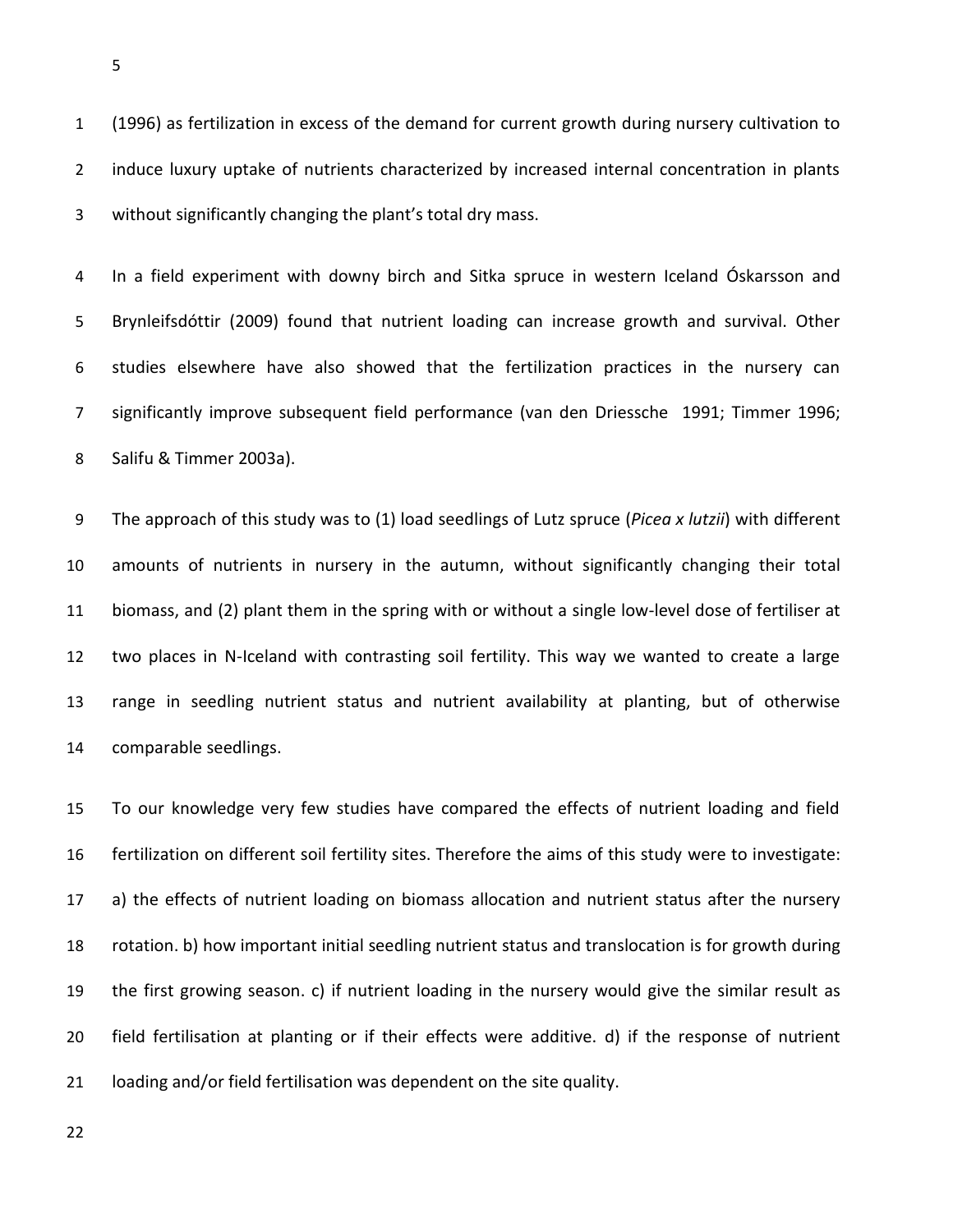(1996) as fertilization in excess of the demand for current growth during nursery cultivation to induce luxury uptake of nutrients characterized by increased internal concentration in plants without significantly changing the plant's total dry mass.

In a field experiment with downy birch and Sitka spruce in western Iceland Óskarsson and Brynleifsdóttir (2009) found that nutrient loading can increase growth and survival. Other studies elsewhere have also showed that the fertilization practices in the nursery can significantly improve subsequent field performance (van den Driessche 1991; Timmer 1996; Salifu & Timmer 2003a).

The approach of this study was to (1) load seedlings of Lutz spruce (*Picea x lutzii*) with different amounts of nutrients in nursery in the autumn, without significantly changing their total biomass, and (2) plant them in the spring with or without a single low-level dose of fertiliser at two places in N-Iceland with contrasting soil fertility. This way we wanted to create a large range in seedling nutrient status and nutrient availability at planting, but of otherwise comparable seedlings.

To our knowledge very few studies have compared the effects of nutrient loading and field fertilization on different soil fertility sites. Therefore the aims of this study were to investigate: a) the effects of nutrient loading on biomass allocation and nutrient status after the nursery rotation. b) how important initial seedling nutrient status and translocation is for growth during the first growing season. c) if nutrient loading in the nursery would give the similar result as field fertilisation at planting or if their effects were additive. d) if the response of nutrient loading and/or field fertilisation was dependent on the site quality.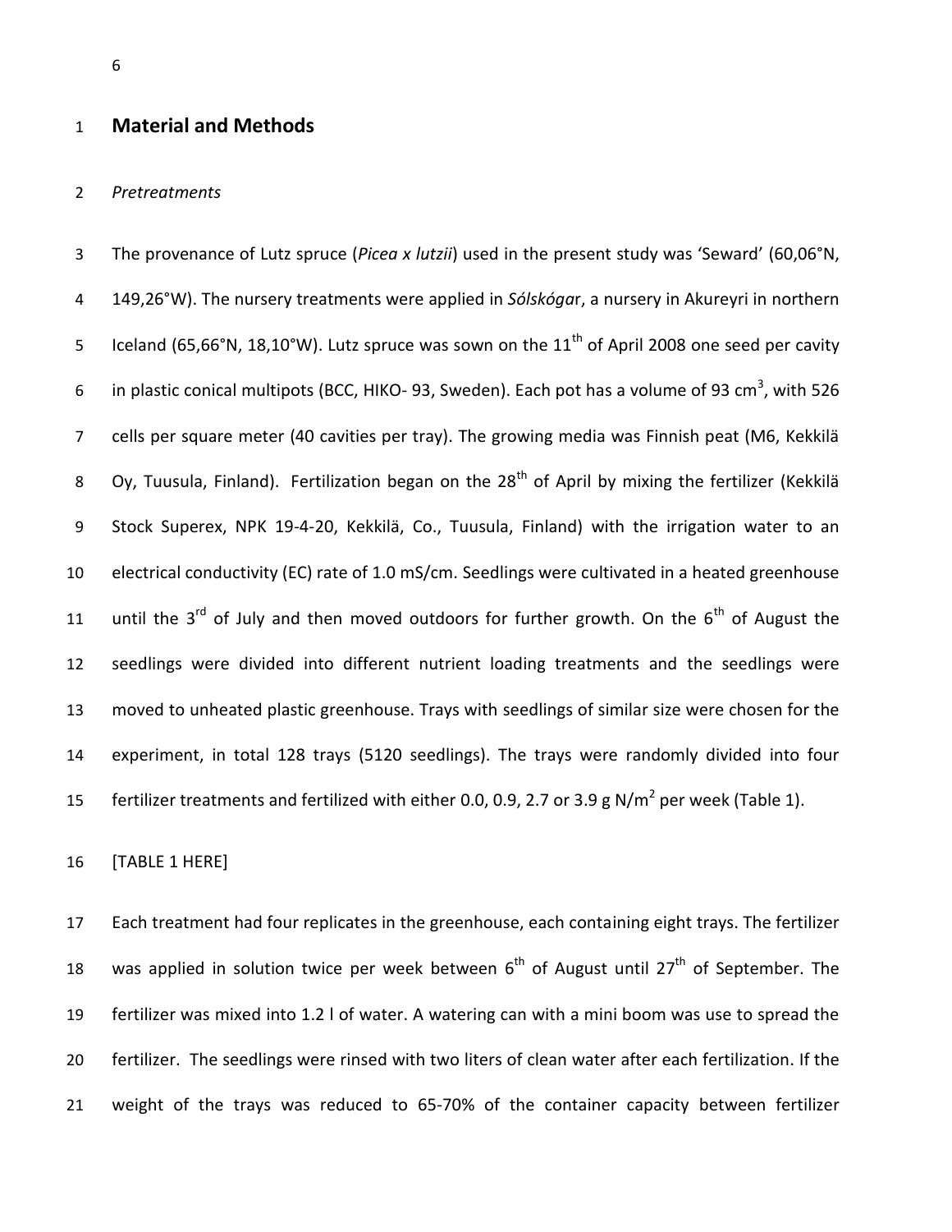## Material and Methods

*Pretreatments*

The provenance of Lutz spruce (*Picea x lutzii*) used in the present study was 'Seward' (60,06°N, 149,26°W). The nursery treatments were applied in *Sólskóga*r, a nursery in Akureyri in northern Iceland (65,66°N, 18,10°W). Lutz spruce was sown on the 11th of April 2008 one seed per cavity in plastic conical multipots (BCC, HIKO- 93, Sweden). Each pot has a volume of 93 $cm^3$, with 526 cells per square meter (40 cavities per tray). The growing media was Finnish peat (M6, Kekkilä Oy, Tuusula, Finland). Fertilization began on the 28th of April by mixing the fertilizer (Kekkilä Stock Superex, NPK 19-4-20, Kekkilä, Co., Tuusula, Finland) with the irrigation water to an electrical conductivity (EC) rate of 1.0 mS/cm. Seedlings were cultivated in a heated greenhouse until the 3rd of July and then moved outdoors for further growth. On the 6th of August the seedlings were divided into different nutrient loading treatments and the seedlings were moved to unheated plastic greenhouse. Trays with seedlings of similar size were chosen for the experiment, in total 128 trays (5120 seedlings). The trays were randomly divided into four fertilizer treatments and fertilized with either 0.0, 0.9, 2.7 or 3.9 g N/$m^2$ per week (Table 1).

[TABLE 1 HERE]

Each treatment had four replicates in the greenhouse, each containing eight trays. The fertilizer was applied in solution twice per week between 6th of August until 27th of September. The fertilizer was mixed into 1.2 l of water. A watering can with a mini boom was use to spread the fertilizer. The seedlings were rinsed with two liters of clean water after each fertilization. If the weight of the trays was reduced to 65-70% of the container capacity between fertilizer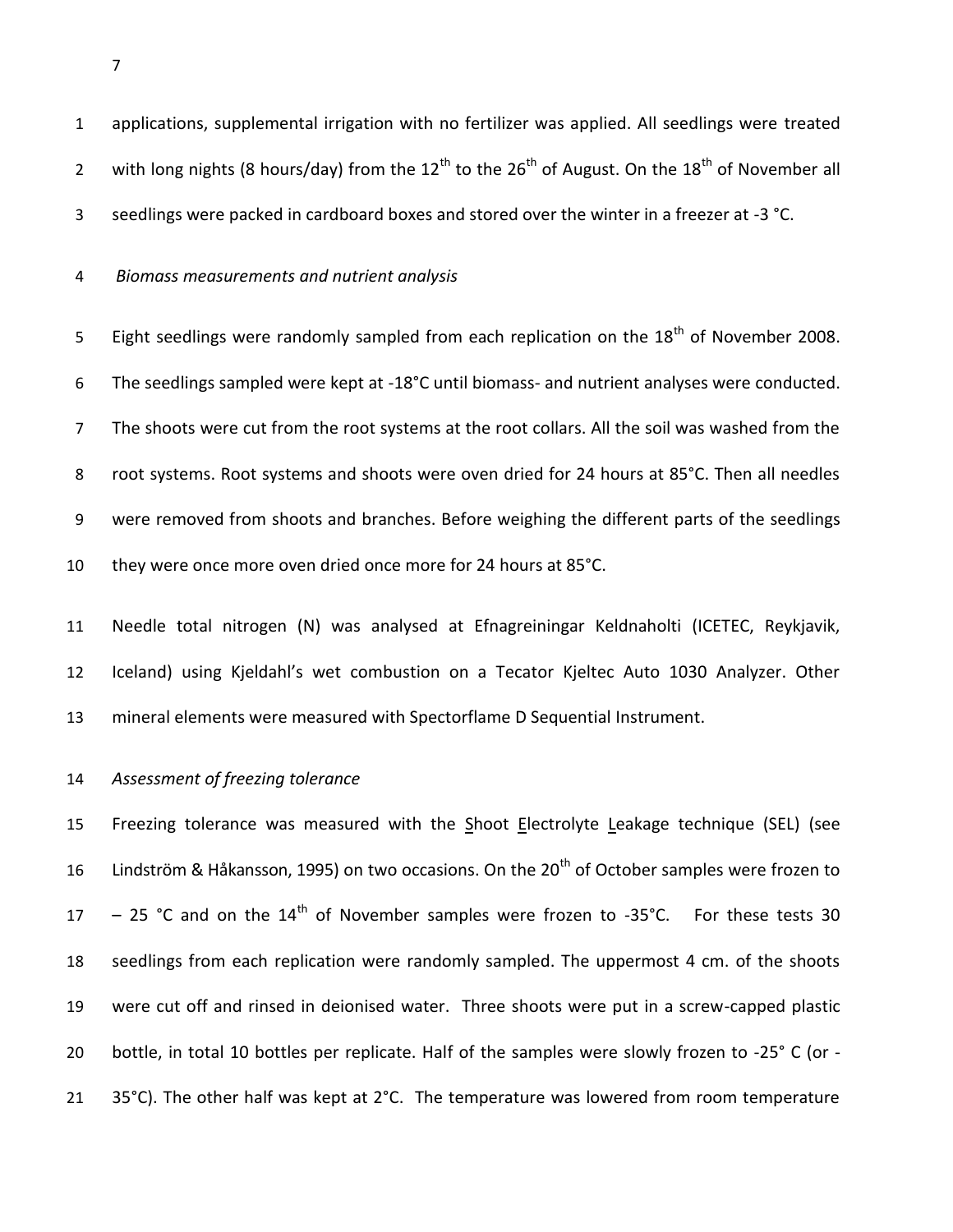applications, supplemental irrigation with no fertilizer was applied. All seedlings were treated with long nights (8 hours/day) from the 12th to the 26th of August. On the 18th of November all seedlings were packed in cardboard boxes and stored over the winter in a freezer at -3 °C.

*Biomass measurements and nutrient analysis*

Eight seedlings were randomly sampled from each replication on the 18th of November 2008. The seedlings sampled were kept at -18°C until biomass- and nutrient analyses were conducted. The shoots were cut from the root systems at the root collars. All the soil was washed from the root systems. Root systems and shoots were oven dried for 24 hours at 85°C. Then all needles were removed from shoots and branches. Before weighing the different parts of the seedlings they were once more oven dried once more for 24 hours at 85°C.

Needle total nitrogen (N) was analysed at Efnagreiningar Keldnaholti (ICETEC, Reykjavik, Iceland) using Kjeldahl's wet combustion on a Tecator Kjeltec Auto 1030 Analyzer. Other mineral elements were measured with Spectorflame D Sequential Instrument.

*Assessment of freezing tolerance*

Freezing tolerance was measured with the Shoot Electrolyte Leakage technique (SEL) (see Lindström & Håkansson, 1995) on two occasions. On the 20th of October samples were frozen to – 25 °C and on the 14th of November samples were frozen to -35°C. For these tests 30 seedlings from each replication were randomly sampled. The uppermost 4 cm. of the shoots were cut off and rinsed in deionised water. Three shoots were put in a screw-capped plastic bottle, in total 10 bottles per replicate. Half of the samples were slowly frozen to -25° C (or -35°C). The other half was kept at 2°C. The temperature was lowered from room temperature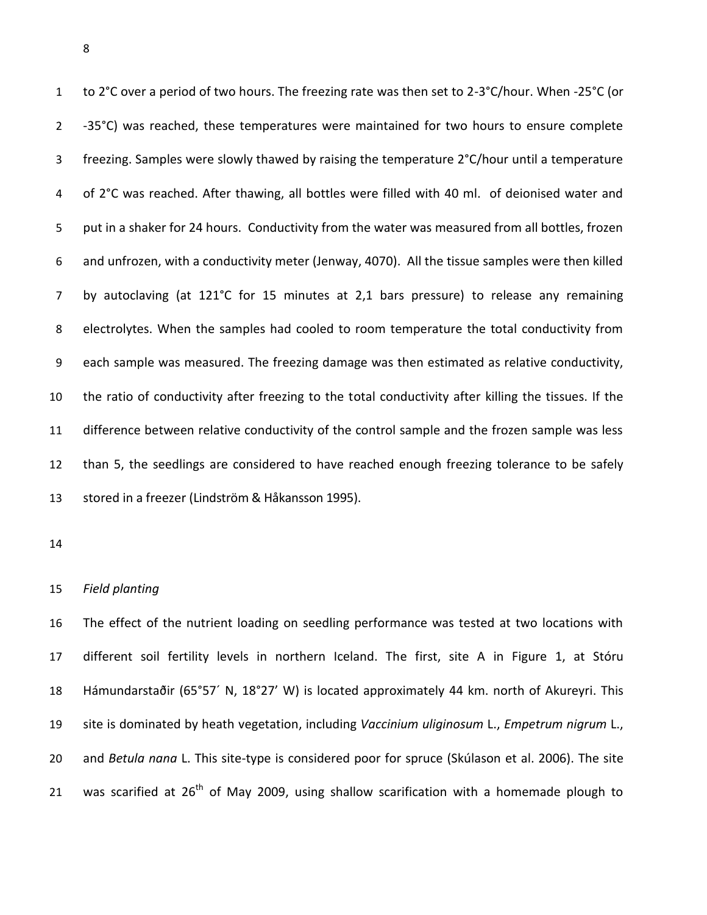to 2°C over a period of two hours. The freezing rate was then set to 2-3°C/hour. When -25°C (or -35°C) was reached, these temperatures were maintained for two hours to ensure complete freezing. Samples were slowly thawed by raising the temperature 2°C/hour until a temperature of 2°C was reached. After thawing, all bottles were filled with 40 ml. of deionised water and put in a shaker for 24 hours. Conductivity from the water was measured from all bottles, frozen and unfrozen, with a conductivity meter (Jenway, 4070). All the tissue samples were then killed by autoclaving (at 121°C for 15 minutes at 2,1 bars pressure) to release any remaining electrolytes. When the samples had cooled to room temperature the total conductivity from each sample was measured. The freezing damage was then estimated as relative conductivity, the ratio of conductivity after freezing to the total conductivity after killing the tissues. If the difference between relative conductivity of the control sample and the frozen sample was less than 5, the seedlings are considered to have reached enough freezing tolerance to be safely stored in a freezer (Lindström & Håkansson 1995).

*Field planting*

The effect of the nutrient loading on seedling performance was tested at two locations with different soil fertility levels in northern Iceland. The first, site A in Figure 1, at Stóru Hámundarstaðir (65°57´ N, 18°27’ W) is located approximately 44 km. north of Akureyri. This site is dominated by heath vegetation, including *Vaccinium uliginosum* L., *Empetrum nigrum* L., and *Betula nana* L. This site-type is considered poor for spruce (Skúlason et al. 2006). The site was scarified at 26$^{th}$ of May 2009, using shallow scarification with a homemade plough to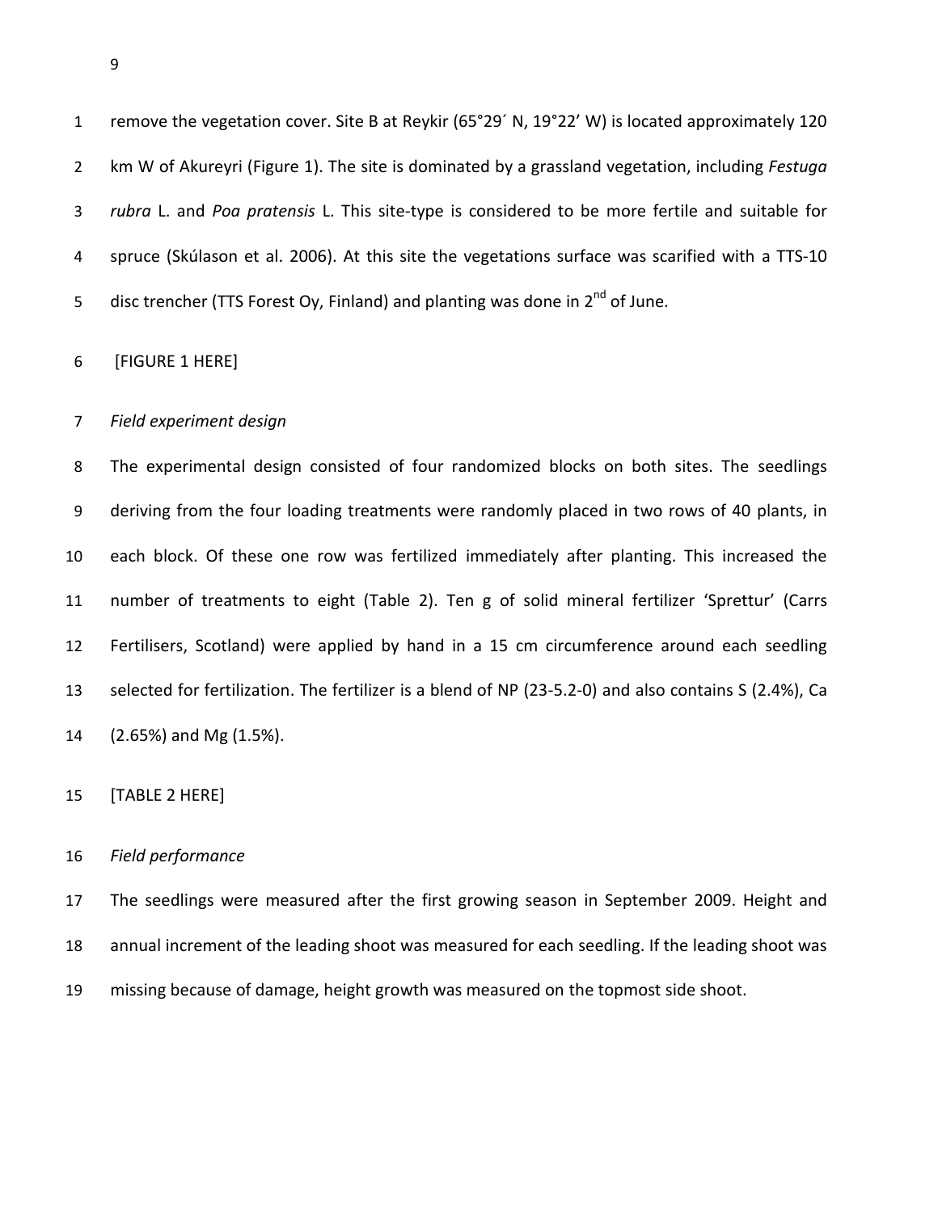remove the vegetation cover. Site B at Reykir (65°29´ N, 19°22' W) is located approximately 120 km W of Akureyri (Figure 1). The site is dominated by a grassland vegetation, including *Festuga rubra* L. and *Poa pratensis* L. This site-type is considered to be more fertile and suitable for spruce (Skúlason et al. 2006). At this site the vegetations surface was scarified with a TTS-10 disc trencher (TTS Forest Oy, Finland) and planting was done in 2nd of June.

[FIGURE 1 HERE]

*Field experiment design*

The experimental design consisted of four randomized blocks on both sites. The seedlings deriving from the four loading treatments were randomly placed in two rows of 40 plants, in each block. Of these one row was fertilized immediately after planting. This increased the number of treatments to eight (Table 2). Ten g of solid mineral fertilizer 'Sprettur' (Carrs Fertilisers, Scotland) were applied by hand in a 15 cm circumference around each seedling selected for fertilization. The fertilizer is a blend of NP (23-5.2-0) and also contains S (2.4%), Ca (2.65%) and Mg (1.5%).

[TABLE 2 HERE]

*Field performance*

The seedlings were measured after the first growing season in September 2009. Height and annual increment of the leading shoot was measured for each seedling. If the leading shoot was missing because of damage, height growth was measured on the topmost side shoot.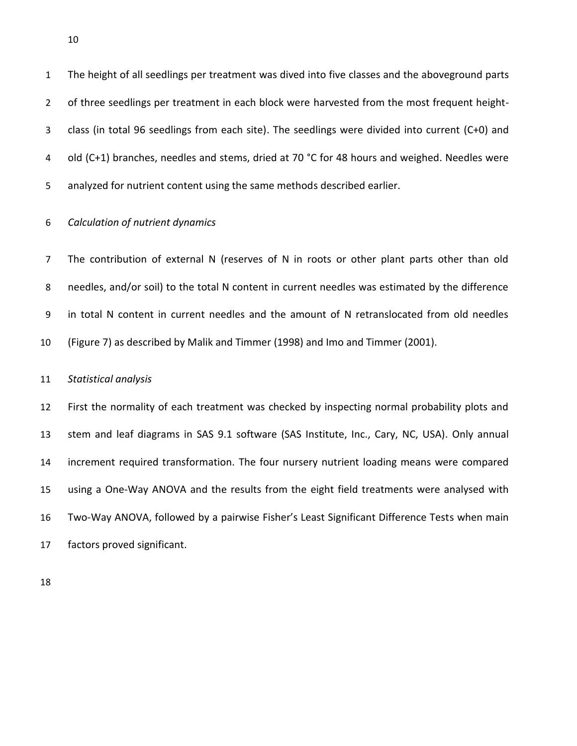The height of all seedlings per treatment was dived into five classes and the aboveground parts of three seedlings per treatment in each block were harvested from the most frequent height-class (in total 96 seedlings from each site). The seedlings were divided into current (C+0) and old (C+1) branches, needles and stems, dried at 70 °C for 48 hours and weighed. Needles were analyzed for nutrient content using the same methods described earlier.

*Calculation of nutrient dynamics*

The contribution of external N (reserves of N in roots or other plant parts other than old needles, and/or soil) to the total N content in current needles was estimated by the difference in total N content in current needles and the amount of N retranslocated from old needles (Figure 7) as described by Malik and Timmer (1998) and Imo and Timmer (2001).

*Statistical analysis*

First the normality of each treatment was checked by inspecting normal probability plots and stem and leaf diagrams in SAS 9.1 software (SAS Institute, Inc., Cary, NC, USA). Only annual increment required transformation. The four nursery nutrient loading means were compared using a One-Way ANOVA and the results from the eight field treatments were analysed with Two-Way ANOVA, followed by a pairwise Fisher's Least Significant Difference Tests when main factors proved significant.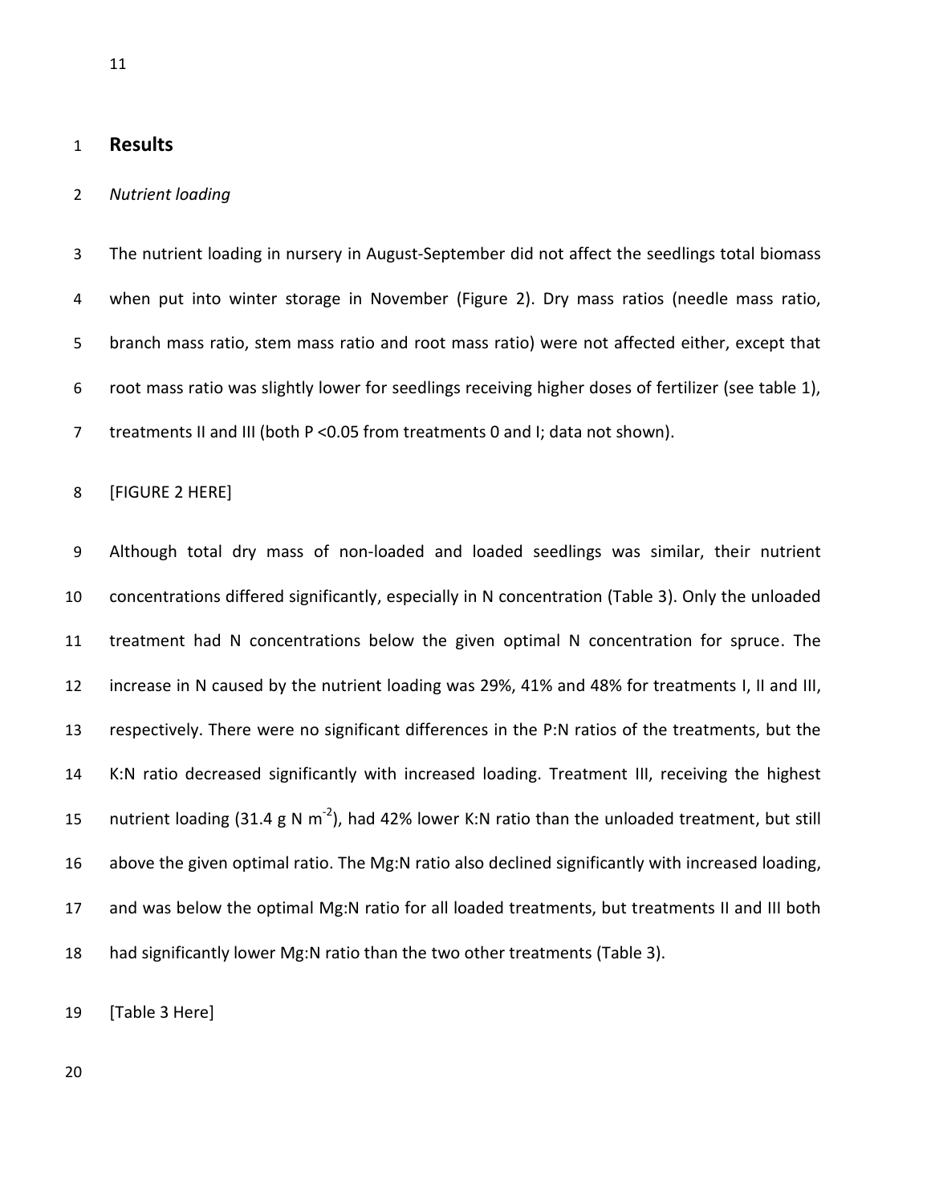## Results

### *Nutrient loading*

The nutrient loading in nursery in August-September did not affect the seedlings total biomass when put into winter storage in November (Figure 2). Dry mass ratios (needle mass ratio, branch mass ratio, stem mass ratio and root mass ratio) were not affected either, except that root mass ratio was slightly lower for seedlings receiving higher doses of fertilizer (see table 1), treatments II and III (both $P < 0.05$ from treatments 0 and I; data not shown).

[FIGURE 2 HERE]

Although total dry mass of non-loaded and loaded seedlings was similar, their nutrient concentrations differed significantly, especially in N concentration (Table 3). Only the unloaded treatment had N concentrations below the given optimal N concentration for spruce. The increase in N caused by the nutrient loading was 29%, 41% and 48% for treatments I, II and III, respectively. There were no significant differences in the P:N ratios of the treatments, but the K:N ratio decreased significantly with increased loading. Treatment III, receiving the highest nutrient loading (31.4 g N $m^{-2}$), had 42% lower K:N ratio than the unloaded treatment, but still above the given optimal ratio. The Mg:N ratio also declined significantly with increased loading, and was below the optimal Mg:N ratio for all loaded treatments, but treatments II and III both had significantly lower Mg:N ratio than the two other treatments (Table 3).

[Table 3 Here]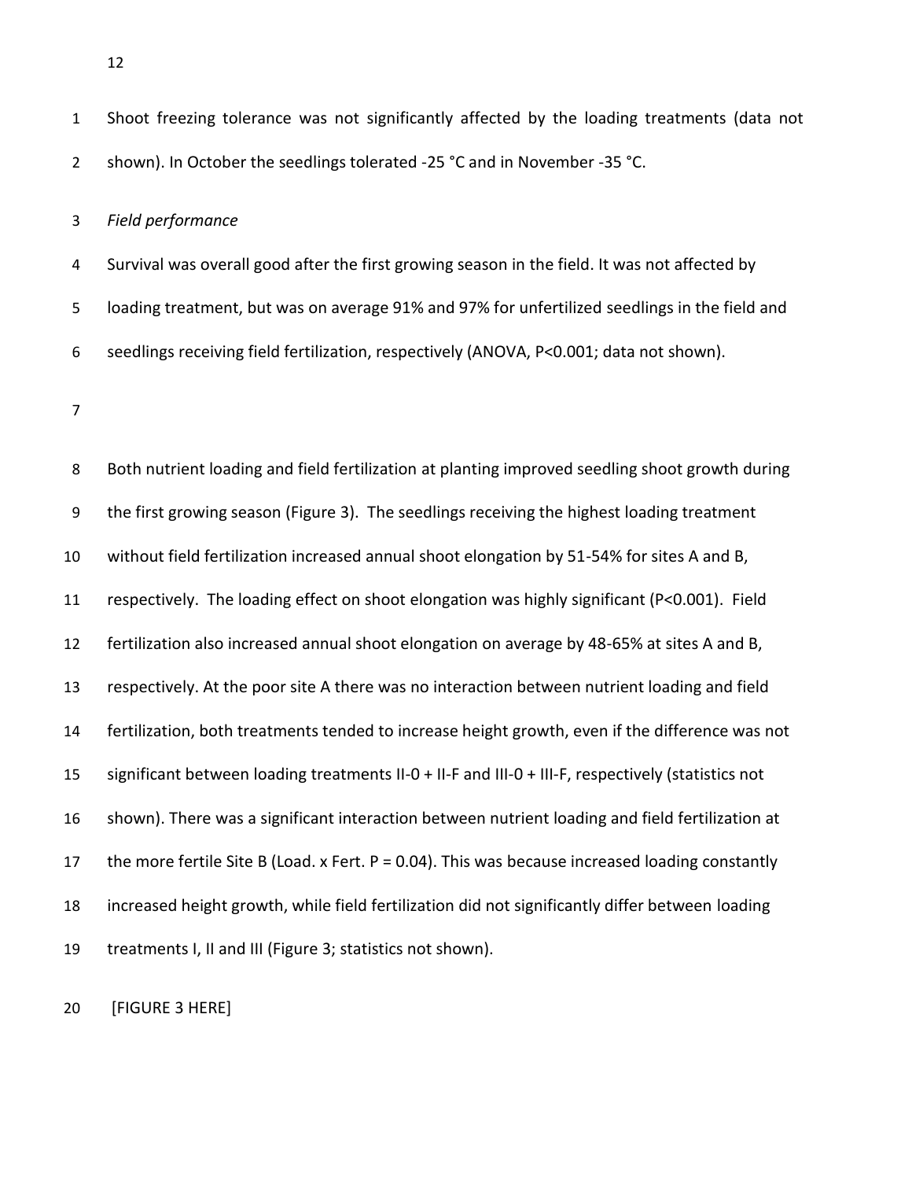Shoot freezing tolerance was not significantly affected by the loading treatments (data not shown). In October the seedlings tolerated -25 °C and in November -35 °C.

*Field performance*

Survival was overall good after the first growing season in the field. It was not affected by loading treatment, but was on average 91% and 97% for unfertilized seedlings in the field and seedlings receiving field fertilization, respectively (ANOVA, $P<0.001$; data not shown).

Both nutrient loading and field fertilization at planting improved seedling shoot growth during the first growing season (Figure 3). The seedlings receiving the highest loading treatment without field fertilization increased annual shoot elongation by 51-54% for sites A and B, respectively. The loading effect on shoot elongation was highly significant ($P<0.001$). Field fertilization also increased annual shoot elongation on average by 48-65% at sites A and B, respectively. At the poor site A there was no interaction between nutrient loading and field fertilization, both treatments tended to increase height growth, even if the difference was not significant between loading treatments II-0 + II-F and III-0 + III-F, respectively (statistics not shown). There was a significant interaction between nutrient loading and field fertilization at the more fertile Site B (Load. x Fert. $P = 0.04$). This was because increased loading constantly increased height growth, while field fertilization did not significantly differ between loading treatments I, II and III (Figure 3; statistics not shown).

[FIGURE 3 HERE]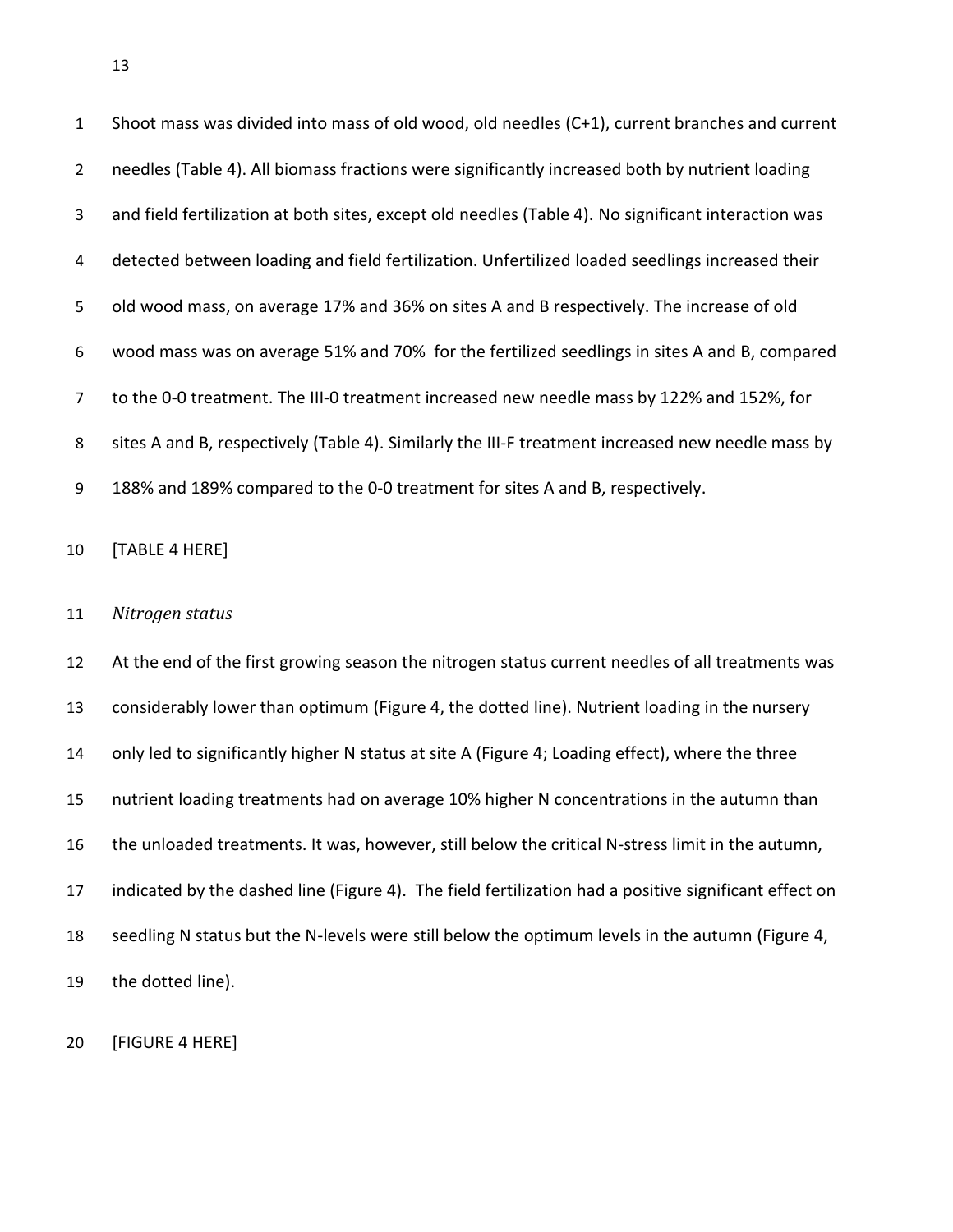Shoot mass was divided into mass of old wood, old needles (C+1), current branches and current needles (Table 4). All biomass fractions were significantly increased both by nutrient loading and field fertilization at both sites, except old needles (Table 4). No significant interaction was detected between loading and field fertilization. Unfertilized loaded seedlings increased their old wood mass, on average 17% and 36% on sites A and B respectively. The increase of old wood mass was on average 51% and 70% for the fertilized seedlings in sites A and B, compared to the 0-0 treatment. The III-0 treatment increased new needle mass by 122% and 152%, for sites A and B, respectively (Table 4). Similarly the III-F treatment increased new needle mass by 188% and 189% compared to the 0-0 treatment for sites A and B, respectively.

[TABLE 4 HERE]

*Nitrogen status*

At the end of the first growing season the nitrogen status current needles of all treatments was considerably lower than optimum (Figure 4, the dotted line). Nutrient loading in the nursery only led to significantly higher N status at site A (Figure 4; Loading effect), where the three nutrient loading treatments had on average 10% higher N concentrations in the autumn than the unloaded treatments. It was, however, still below the critical N-stress limit in the autumn, indicated by the dashed line (Figure 4). The field fertilization had a positive significant effect on seedling N status but the N-levels were still below the optimum levels in the autumn (Figure 4, the dotted line).

[FIGURE 4 HERE]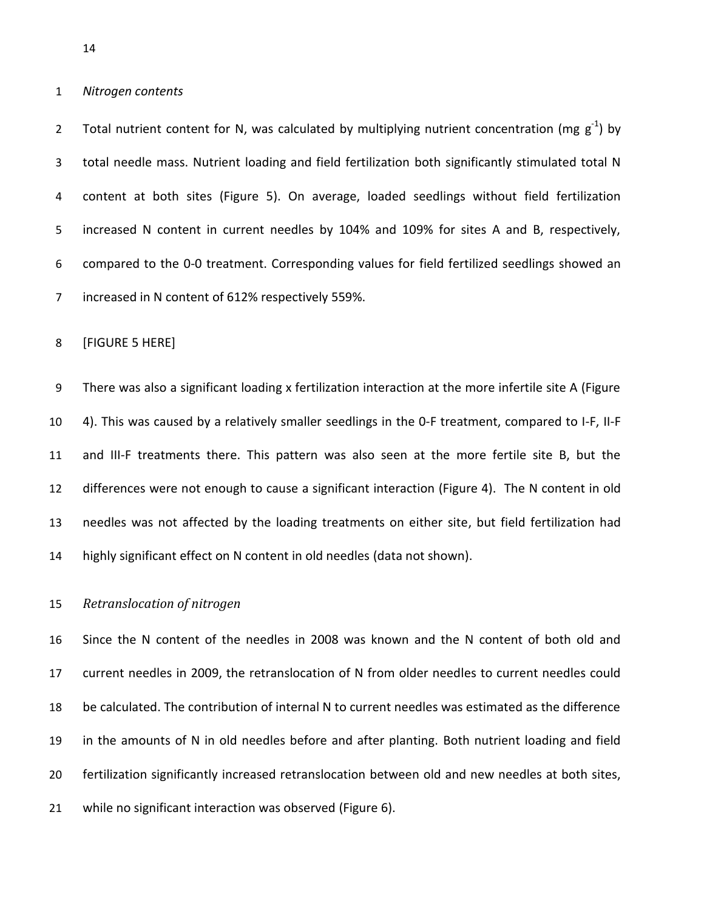### *Nitrogen contents*

Total nutrient content for N, was calculated by multiplying nutrient concentration (mg $g^{-1}$) by total needle mass. Nutrient loading and field fertilization both significantly stimulated total N content at both sites (Figure 5). On average, loaded seedlings without field fertilization increased N content in current needles by 104% and 109% for sites A and B, respectively, compared to the 0-0 treatment. Corresponding values for field fertilized seedlings showed an increased in N content of 612% respectively 559%.

[FIGURE 5 HERE]

There was also a significant loading x fertilization interaction at the more infertile site A (Figure 4). This was caused by a relatively smaller seedlings in the 0-F treatment, compared to I-F, II-F and III-F treatments there. This pattern was also seen at the more fertile site B, but the differences were not enough to cause a significant interaction (Figure 4). The N content in old needles was not affected by the loading treatments on either site, but field fertilization had highly significant effect on N content in old needles (data not shown).

### *Retranslocation of nitrogen*

Since the N content of the needles in 2008 was known and the N content of both old and current needles in 2009, the retranslocation of N from older needles to current needles could be calculated. The contribution of internal N to current needles was estimated as the difference in the amounts of N in old needles before and after planting. Both nutrient loading and field fertilization significantly increased retranslocation between old and new needles at both sites, while no significant interaction was observed (Figure 6).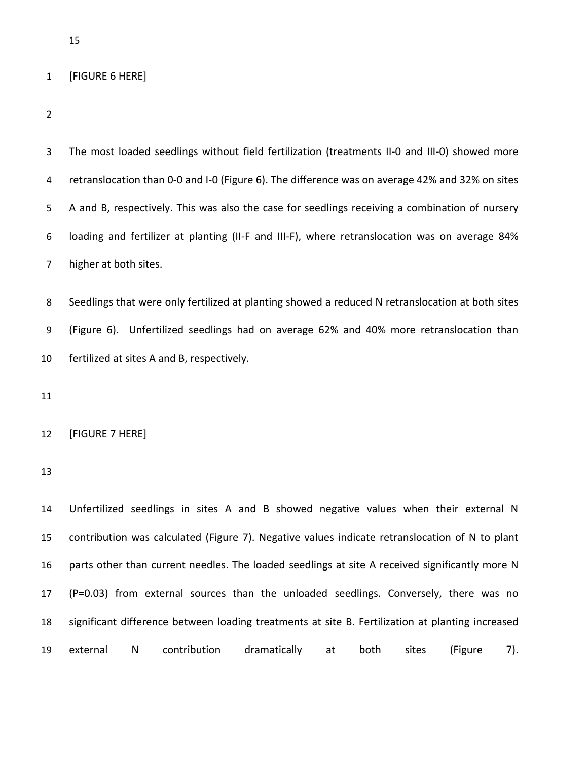[FIGURE 6 HERE]

The most loaded seedlings without field fertilization (treatments II-0 and III-0) showed more retranslocation than 0-0 and I-0 (Figure 6). The difference was on average 42% and 32% on sites A and B, respectively. This was also the case for seedlings receiving a combination of nursery loading and fertilizer at planting (II-F and III-F), where retranslocation was on average 84% higher at both sites.

Seedlings that were only fertilized at planting showed a reduced N retranslocation at both sites (Figure 6). Unfertilized seedlings had on average 62% and 40% more retranslocation than fertilized at sites A and B, respectively.

[FIGURE 7 HERE]

Unfertilized seedlings in sites A and B showed negative values when their external N contribution was calculated (Figure 7). Negative values indicate retranslocation of N to plant parts other than current needles. The loaded seedlings at site A received significantly more N ($P=0.03$) from external sources than the unloaded seedlings. Conversely, there was no significant difference between loading treatments at site B. Fertilization at planting increased external N contribution dramatically at both sites (Figure 7).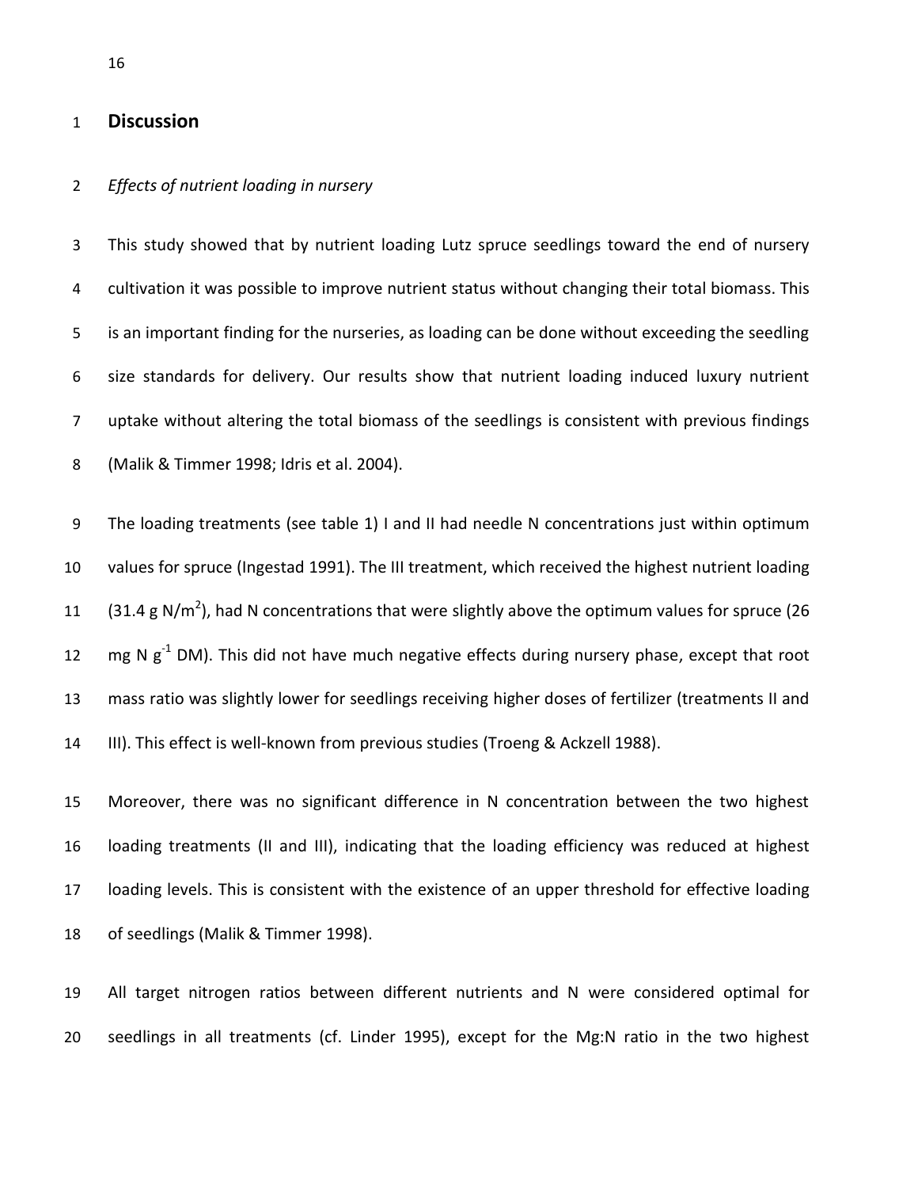# Discussion

*Effects of nutrient loading in nursery*

This study showed that by nutrient loading Lutz spruce seedlings toward the end of nursery cultivation it was possible to improve nutrient status without changing their total biomass. This is an important finding for the nurseries, as loading can be done without exceeding the seedling size standards for delivery. Our results show that nutrient loading induced luxury nutrient uptake without altering the total biomass of the seedlings is consistent with previous findings (Malik & Timmer 1998; Idris et al. 2004).

The loading treatments (see table 1) I and II had needle N concentrations just within optimum values for spruce (Ingestad 1991). The III treatment, which received the highest nutrient loading (31.4 g N/m$^2$), had N concentrations that were slightly above the optimum values for spruce (26 mg N g$^{-1}$ DM). This did not have much negative effects during nursery phase, except that root mass ratio was slightly lower for seedlings receiving higher doses of fertilizer (treatments II and III). This effect is well-known from previous studies (Troeng & Ackzell 1988).

Moreover, there was no significant difference in N concentration between the two highest loading treatments (II and III), indicating that the loading efficiency was reduced at highest loading levels. This is consistent with the existence of an upper threshold for effective loading of seedlings (Malik & Timmer 1998).

All target nitrogen ratios between different nutrients and N were considered optimal for seedlings in all treatments (cf. Linder 1995), except for the Mg:N ratio in the two highest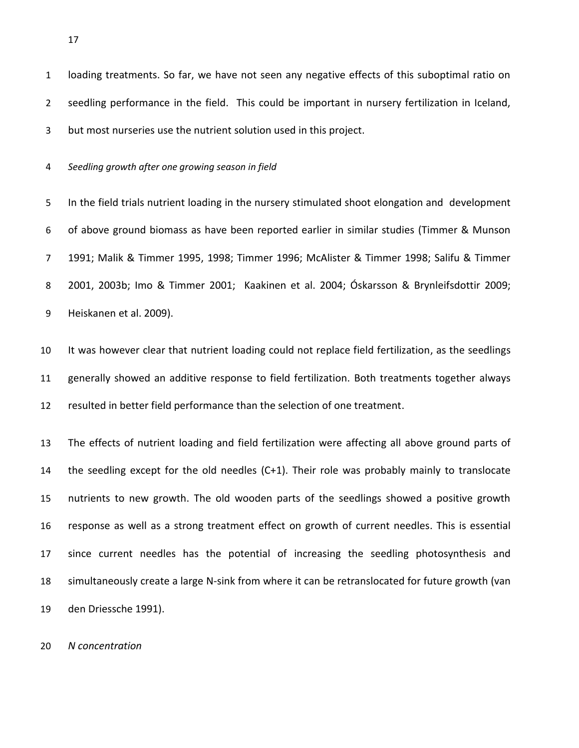loading treatments. So far, we have not seen any negative effects of this suboptimal ratio on seedling performance in the field. This could be important in nursery fertilization in Iceland, but most nurseries use the nutrient solution used in this project.

*Seedling growth after one growing season in field*

In the field trials nutrient loading in the nursery stimulated shoot elongation and development of above ground biomass as have been reported earlier in similar studies (Timmer & Munson 1991; Malik & Timmer 1995, 1998; Timmer 1996; McAlister & Timmer 1998; Salifu & Timmer 2001, 2003b; Imo & Timmer 2001; Kaakinen et al. 2004; Óskarsson & Brynleifsdottir 2009; Heiskanen et al. 2009).

It was however clear that nutrient loading could not replace field fertilization, as the seedlings generally showed an additive response to field fertilization. Both treatments together always resulted in better field performance than the selection of one treatment.

The effects of nutrient loading and field fertilization were affecting all above ground parts of the seedling except for the old needles (C+1). Their role was probably mainly to translocate nutrients to new growth. The old wooden parts of the seedlings showed a positive growth response as well as a strong treatment effect on growth of current needles. This is essential since current needles has the potential of increasing the seedling photosynthesis and simultaneously create a large N-sink from where it can be retranslocated for future growth (van den Driessche 1991).

*N concentration*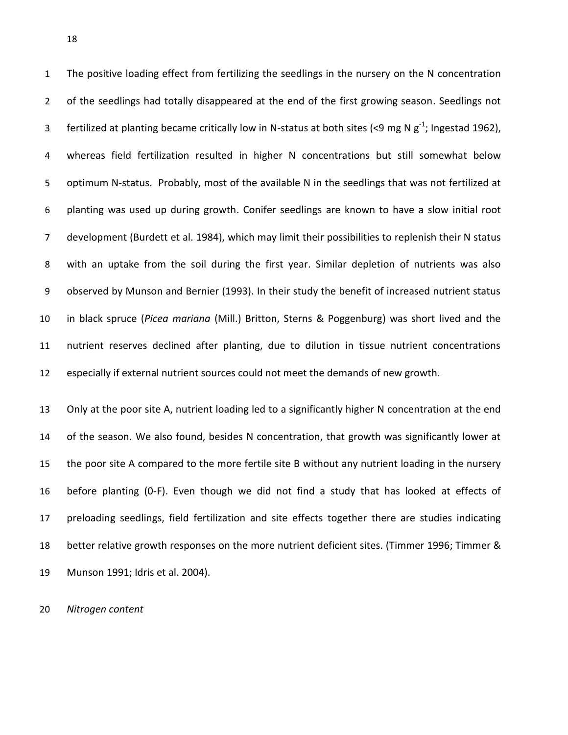The positive loading effect from fertilizing the seedlings in the nursery on the N concentration of the seedlings had totally disappeared at the end of the first growing season. Seedlings not fertilized at planting became critically low in N-status at both sites (<9 mg N $g^{-1}$; Ingestad 1962), whereas field fertilization resulted in higher N concentrations but still somewhat below optimum N-status. Probably, most of the available N in the seedlings that was not fertilized at planting was used up during growth. Conifer seedlings are known to have a slow initial root development (Burdett et al. 1984), which may limit their possibilities to replenish their N status with an uptake from the soil during the first year. Similar depletion of nutrients was also observed by Munson and Bernier (1993). In their study the benefit of increased nutrient status in black spruce (*Picea mariana* (Mill.) Britton, Sterns & Poggenburg) was short lived and the nutrient reserves declined after planting, due to dilution in tissue nutrient concentrations especially if external nutrient sources could not meet the demands of new growth.

Only at the poor site A, nutrient loading led to a significantly higher N concentration at the end of the season. We also found, besides N concentration, that growth was significantly lower at the poor site A compared to the more fertile site B without any nutrient loading in the nursery before planting (0-F). Even though we did not find a study that has looked at effects of preloading seedlings, field fertilization and site effects together there are studies indicating better relative growth responses on the more nutrient deficient sites. (Timmer 1996; Timmer & Munson 1991; Idris et al. 2004).

*Nitrogen content*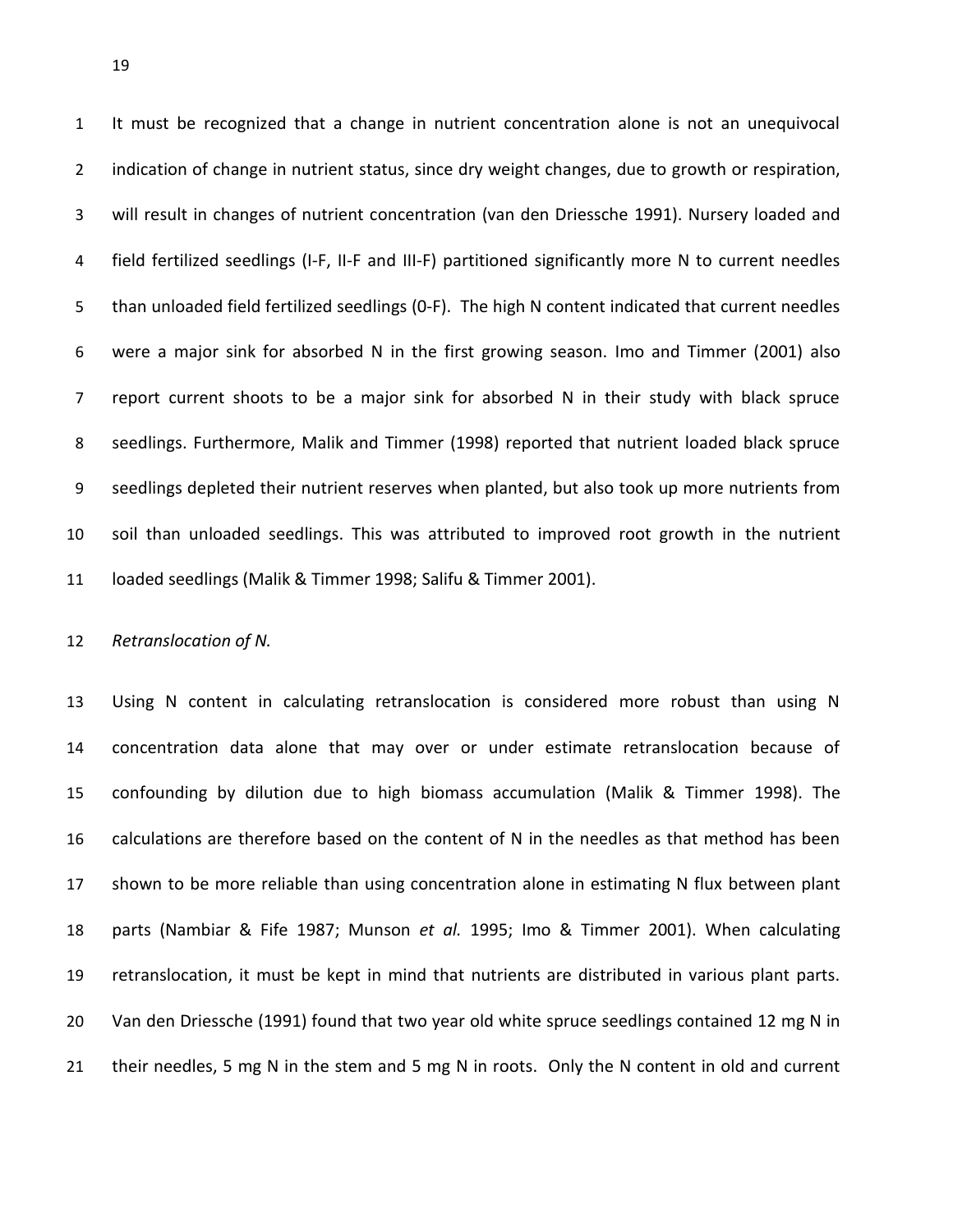It must be recognized that a change in nutrient concentration alone is not an unequivocal indication of change in nutrient status, since dry weight changes, due to growth or respiration, will result in changes of nutrient concentration (van den Driessche 1991). Nursery loaded and field fertilized seedlings (I-F, II-F and III-F) partitioned significantly more N to current needles than unloaded field fertilized seedlings (0-F). The high N content indicated that current needles were a major sink for absorbed N in the first growing season. Imo and Timmer (2001) also report current shoots to be a major sink for absorbed N in their study with black spruce seedlings. Furthermore, Malik and Timmer (1998) reported that nutrient loaded black spruce seedlings depleted their nutrient reserves when planted, but also took up more nutrients from soil than unloaded seedlings. This was attributed to improved root growth in the nutrient loaded seedlings (Malik & Timmer 1998; Salifu & Timmer 2001).

*Retranslocation of N.*

Using N content in calculating retranslocation is considered more robust than using N concentration data alone that may over or under estimate retranslocation because of confounding by dilution due to high biomass accumulation (Malik & Timmer 1998). The calculations are therefore based on the content of N in the needles as that method has been shown to be more reliable than using concentration alone in estimating N flux between plant parts (Nambiar & Fife 1987; Munson *et al.* 1995; Imo & Timmer 2001). When calculating retranslocation, it must be kept in mind that nutrients are distributed in various plant parts. Van den Driessche (1991) found that two year old white spruce seedlings contained 12 mg N in their needles, 5 mg N in the stem and 5 mg N in roots. Only the N content in old and current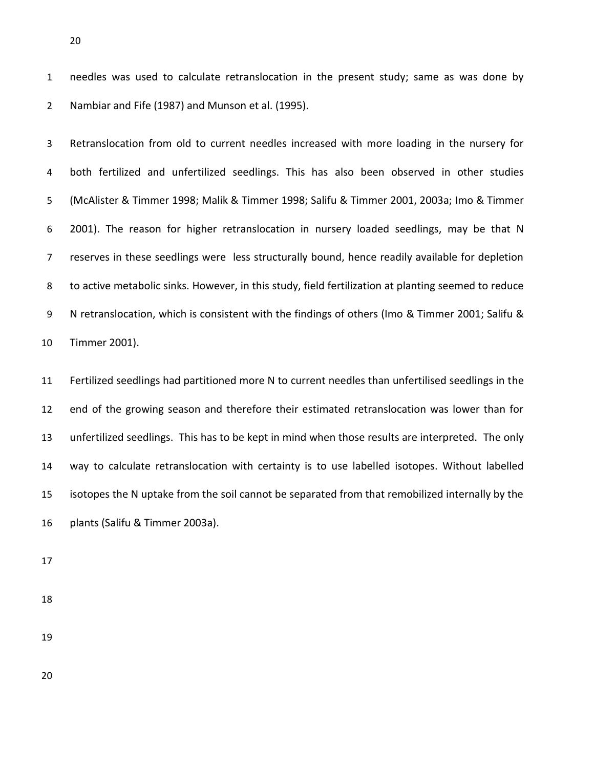needles was used to calculate retranslocation in the present study; same as was done by Nambiar and Fife (1987) and Munson et al. (1995).

Retranslocation from old to current needles increased with more loading in the nursery for both fertilized and unfertilized seedlings. This has also been observed in other studies (McAlister & Timmer 1998; Malik & Timmer 1998; Salifu & Timmer 2001, 2003a; Imo & Timmer 2001). The reason for higher retranslocation in nursery loaded seedlings, may be that N reserves in these seedlings were less structurally bound, hence readily available for depletion to active metabolic sinks. However, in this study, field fertilization at planting seemed to reduce N retranslocation, which is consistent with the findings of others (Imo & Timmer 2001; Salifu & Timmer 2001).

Fertilized seedlings had partitioned more N to current needles than unfertilised seedlings in the end of the growing season and therefore their estimated retranslocation was lower than for unfertilized seedlings. This has to be kept in mind when those results are interpreted. The only way to calculate retranslocation with certainty is to use labelled isotopes. Without labelled isotopes the N uptake from the soil cannot be separated from that remobilized internally by the plants (Salifu & Timmer 2003a).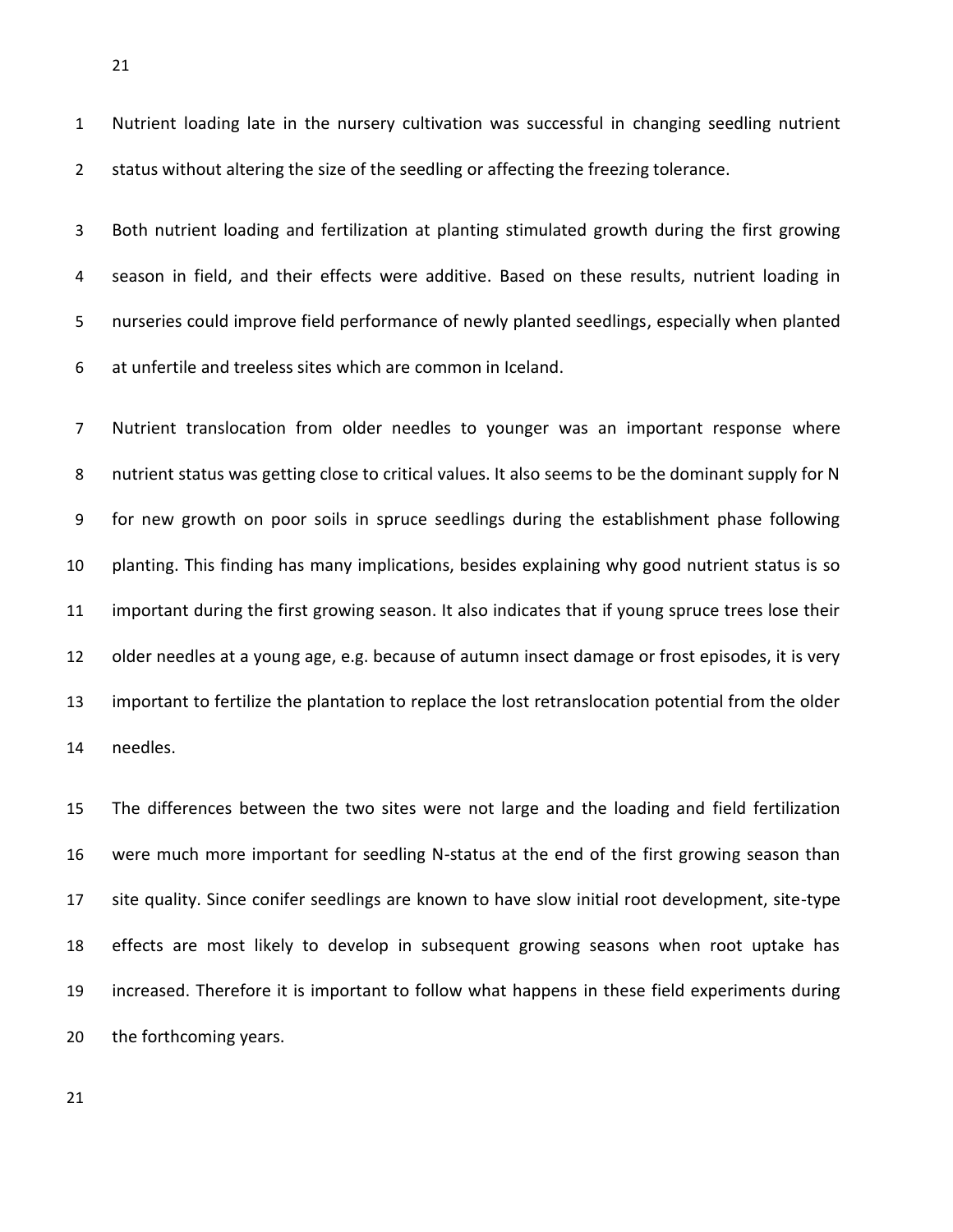Nutrient loading late in the nursery cultivation was successful in changing seedling nutrient status without altering the size of the seedling or affecting the freezing tolerance.

Both nutrient loading and fertilization at planting stimulated growth during the first growing season in field, and their effects were additive. Based on these results, nutrient loading in nurseries could improve field performance of newly planted seedlings, especially when planted at unfertile and treeless sites which are common in Iceland.

Nutrient translocation from older needles to younger was an important response where nutrient status was getting close to critical values. It also seems to be the dominant supply for N for new growth on poor soils in spruce seedlings during the establishment phase following planting. This finding has many implications, besides explaining why good nutrient status is so important during the first growing season. It also indicates that if young spruce trees lose their older needles at a young age, e.g. because of autumn insect damage or frost episodes, it is very important to fertilize the plantation to replace the lost retranslocation potential from the older needles.

The differences between the two sites were not large and the loading and field fertilization were much more important for seedling N-status at the end of the first growing season than site quality. Since conifer seedlings are known to have slow initial root development, site-type effects are most likely to develop in subsequent growing seasons when root uptake has increased. Therefore it is important to follow what happens in these field experiments during the forthcoming years.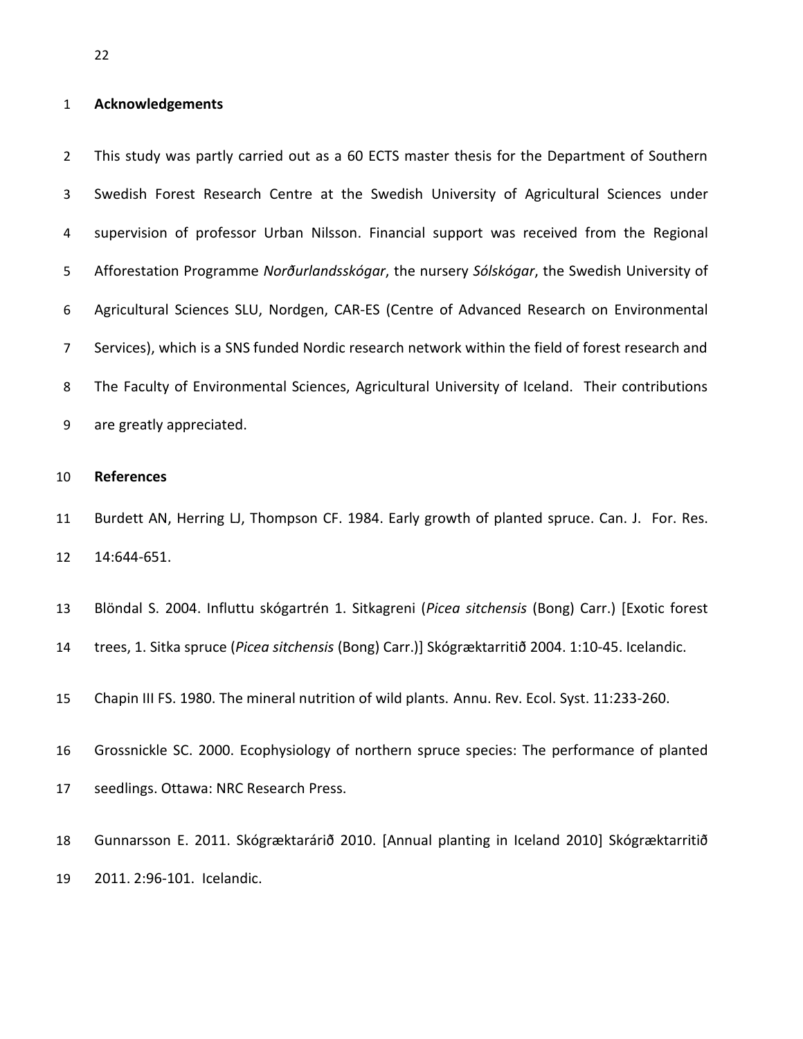## Acknowledgements

This study was partly carried out as a 60 ECTS master thesis for the Department of Southern Swedish Forest Research Centre at the Swedish University of Agricultural Sciences under supervision of professor Urban Nilsson. Financial support was received from the Regional Afforestation Programme *Norðurlandsskógar*, the nursery *Sólskógar*, the Swedish University of Agricultural Sciences SLU, Nordgen, CAR-ES (Centre of Advanced Research on Environmental Services), which is a SNS funded Nordic research network within the field of forest research and The Faculty of Environmental Sciences, Agricultural University of Iceland. Their contributions are greatly appreciated.

## References

Burdett AN, Herring LJ, Thompson CF. 1984. Early growth of planted spruce. Can. J. For. Res. 14:644-651.

Blöndal S. 2004. Influttu skógartrén 1. Sitkagreni (*Picea sitchensis* (Bong) Carr.) [Exotic forest trees, 1. Sitka spruce (*Picea sitchensis* (Bong) Carr.)] Skógræktarritið 2004. 1:10-45. Icelandic.

Chapin III FS. 1980. The mineral nutrition of wild plants. Annu. Rev. Ecol. Syst. 11:233-260.

Grossnickle SC. 2000. Ecophysiology of northern spruce species: The performance of planted seedlings. Ottawa: NRC Research Press.

Gunnarsson E. 2011. Skógræktarárið 2010. [Annual planting in Iceland 2010] Skógræktarritið 2011. 2:96-101. Icelandic.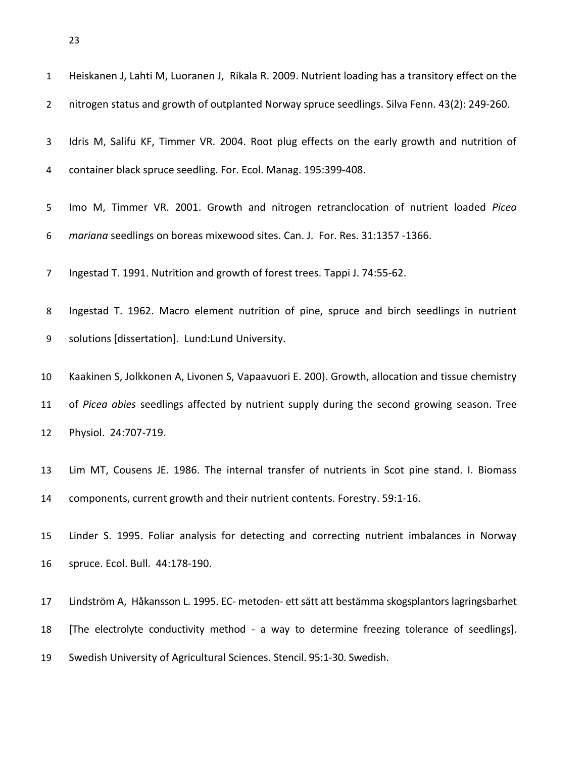Heiskanen J, Lahti M, Luoranen J, Rikala R. 2009. Nutrient loading has a transitory effect on the nitrogen status and growth of outplanted Norway spruce seedlings. Silva Fenn. 43(2): 249-260.

Idris M, Salifu KF, Timmer VR. 2004. Root plug effects on the early growth and nutrition of container black spruce seedling. For. Ecol. Manag. 195:399-408.

Imo M, Timmer VR. 2001. Growth and nitrogen retranclocation of nutrient loaded *Picea mariana* seedlings on boreas mixewood sites. Can. J. For. Res. 31:1357 -1366.

Ingestad T. 1991. Nutrition and growth of forest trees. Tappi J. 74:55-62.

Ingestad T. 1962. Macro element nutrition of pine, spruce and birch seedlings in nutrient solutions [dissertation]. Lund:Lund University.

Kaakinen S, Jolkkonen A, Livonen S, Vapaavuori E. 200). Growth, allocation and tissue chemistry of *Picea abies* seedlings affected by nutrient supply during the second growing season. Tree Physiol. 24:707-719.

Lim MT, Cousens JE. 1986. The internal transfer of nutrients in Scot pine stand. I. Biomass components, current growth and their nutrient contents. Forestry. 59:1-16.

Linder S. 1995. Foliar analysis for detecting and correcting nutrient imbalances in Norway spruce. Ecol. Bull. 44:178-190.

Lindström A, Håkansson L. 1995. EC- metoden- ett sätt att bestämma skogsplantors lagringsbarhet [The electrolyte conductivity method - a way to determine freezing tolerance of seedlings]. Swedish University of Agricultural Sciences. Stencil. 95:1-30. Swedish.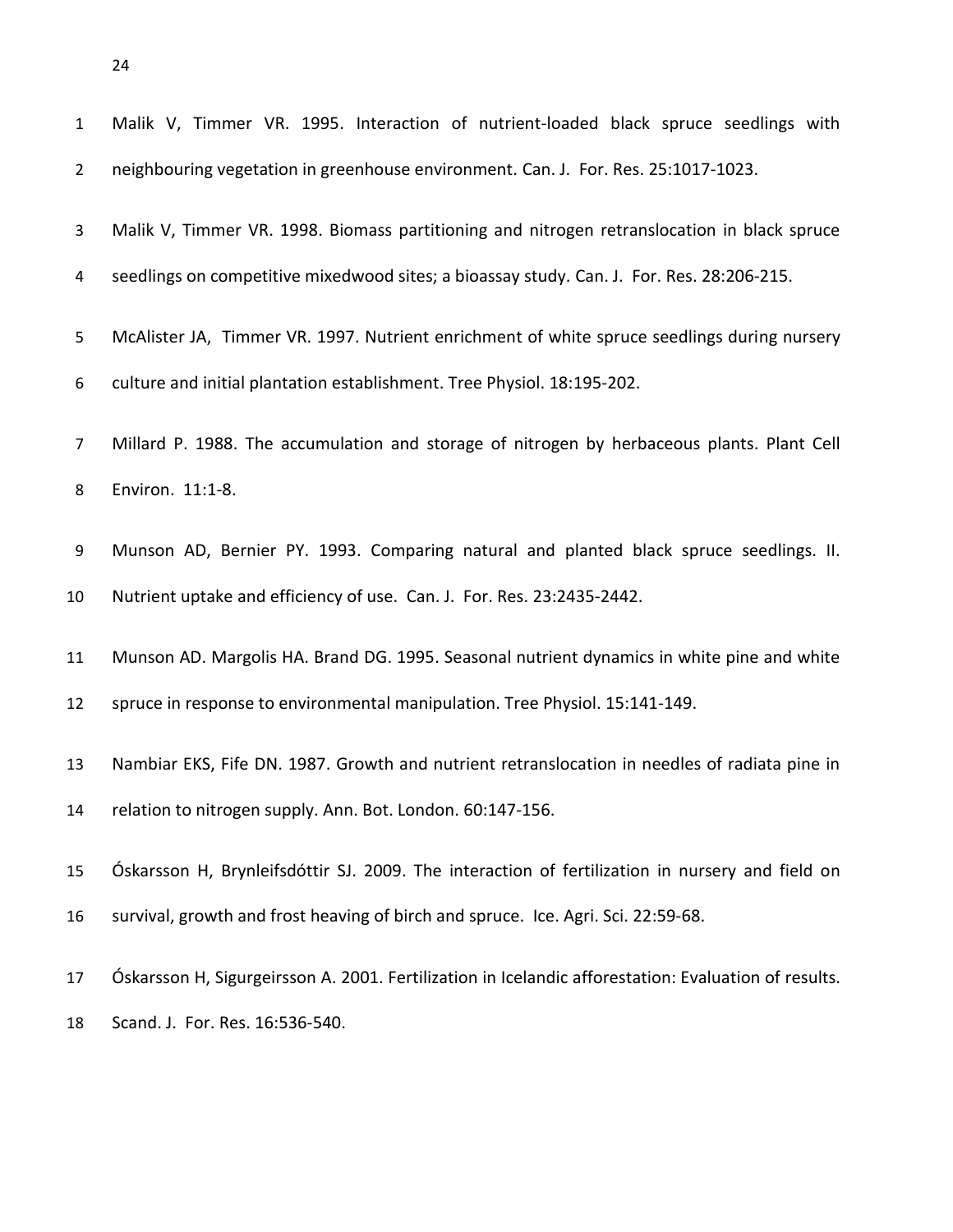Malik V, Timmer VR. 1995. Interaction of nutrient-loaded black spruce seedlings with neighbouring vegetation in greenhouse environment. Can. J. For. Res. 25:1017-1023.

Malik V, Timmer VR. 1998. Biomass partitioning and nitrogen retranslocation in black spruce seedlings on competitive mixedwood sites; a bioassay study. Can. J. For. Res. 28:206-215.

McAlister JA, Timmer VR. 1997. Nutrient enrichment of white spruce seedlings during nursery culture and initial plantation establishment. Tree Physiol. 18:195-202.

Millard P. 1988. The accumulation and storage of nitrogen by herbaceous plants. Plant Cell Environ. 11:1-8.

Munson AD, Bernier PY. 1993. Comparing natural and planted black spruce seedlings. II. Nutrient uptake and efficiency of use. Can. J. For. Res. 23:2435-2442.

Munson AD. Margolis HA. Brand DG. 1995. Seasonal nutrient dynamics in white pine and white spruce in response to environmental manipulation. Tree Physiol. 15:141-149.

Nambiar EKS, Fife DN. 1987. Growth and nutrient retranslocation in needles of radiata pine in relation to nitrogen supply. Ann. Bot. London. 60:147-156.

Óskarsson H, Brynleifsdóttir SJ. 2009. The interaction of fertilization in nursery and field on survival, growth and frost heaving of birch and spruce. Ice. Agri. Sci. 22:59-68.

Óskarsson H, Sigurgeirsson A. 2001. Fertilization in Icelandic afforestation: Evaluation of results. Scand. J. For. Res. 16:536-540.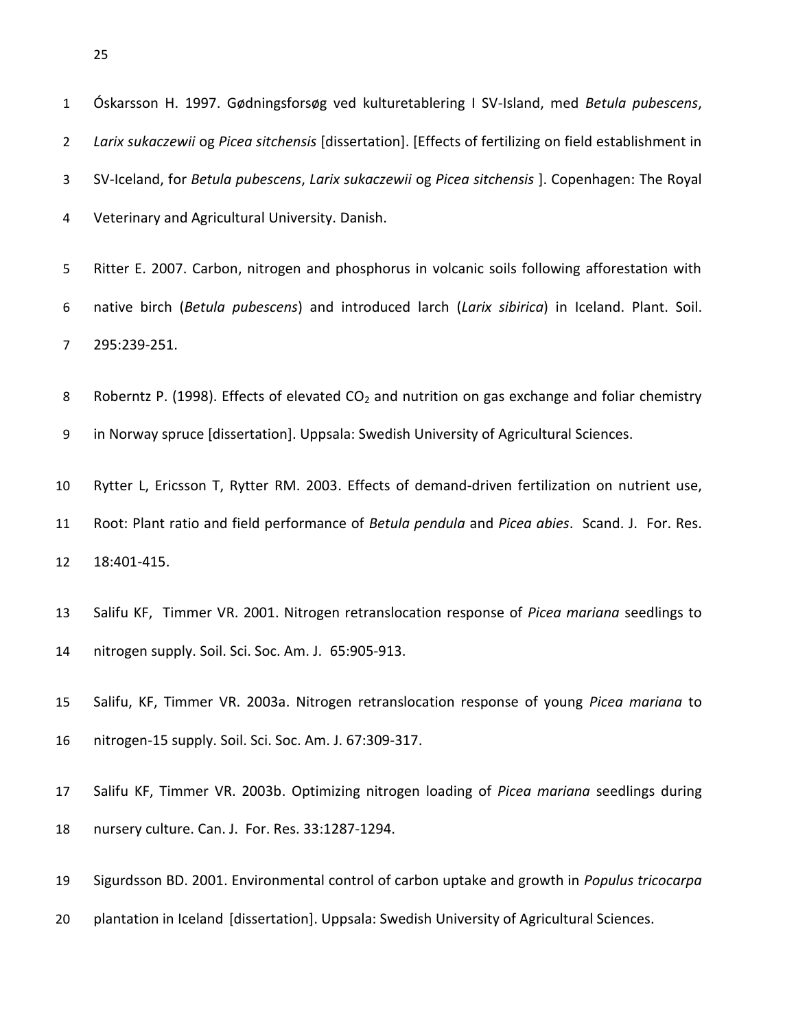Óskarsson H. 1997. Gødningsforsøg ved kulturetablering I SV-Island, med *Betula pubescens*, *Larix sukaczewii* og *Picea sitchensis* [dissertation]. [Effects of fertilizing on field establishment in SV-Iceland, for *Betula pubescens*, *Larix sukaczewii* og *Picea sitchensis* ]. Copenhagen: The Royal Veterinary and Agricultural University. Danish.

Ritter E. 2007. Carbon, nitrogen and phosphorus in volcanic soils following afforestation with native birch (*Betula pubescens*) and introduced larch (*Larix sibirica*) in Iceland. Plant. Soil. 295:239-251.

Roberntz P. (1998). Effects of elevated $CO_2$ and nutrition on gas exchange and foliar chemistry in Norway spruce [dissertation]. Uppsala: Swedish University of Agricultural Sciences.

Rytter L, Ericsson T, Rytter RM. 2003. Effects of demand-driven fertilization on nutrient use, Root: Plant ratio and field performance of *Betula pendula* and *Picea abies*. Scand. J. For. Res. 18:401-415.

Salifu KF, Timmer VR. 2001. Nitrogen retranslocation response of *Picea mariana* seedlings to nitrogen supply. Soil. Sci. Soc. Am. J. 65:905-913.

Salifu, KF, Timmer VR. 2003a. Nitrogen retranslocation response of young *Picea mariana* to nitrogen-15 supply. Soil. Sci. Soc. Am. J. 67:309-317.

Salifu KF, Timmer VR. 2003b. Optimizing nitrogen loading of *Picea mariana* seedlings during nursery culture. Can. J. For. Res. 33:1287-1294.

Sigurdsson BD. 2001. Environmental control of carbon uptake and growth in *Populus tricocarpa* plantation in Iceland [dissertation]. Uppsala: Swedish University of Agricultural Sciences.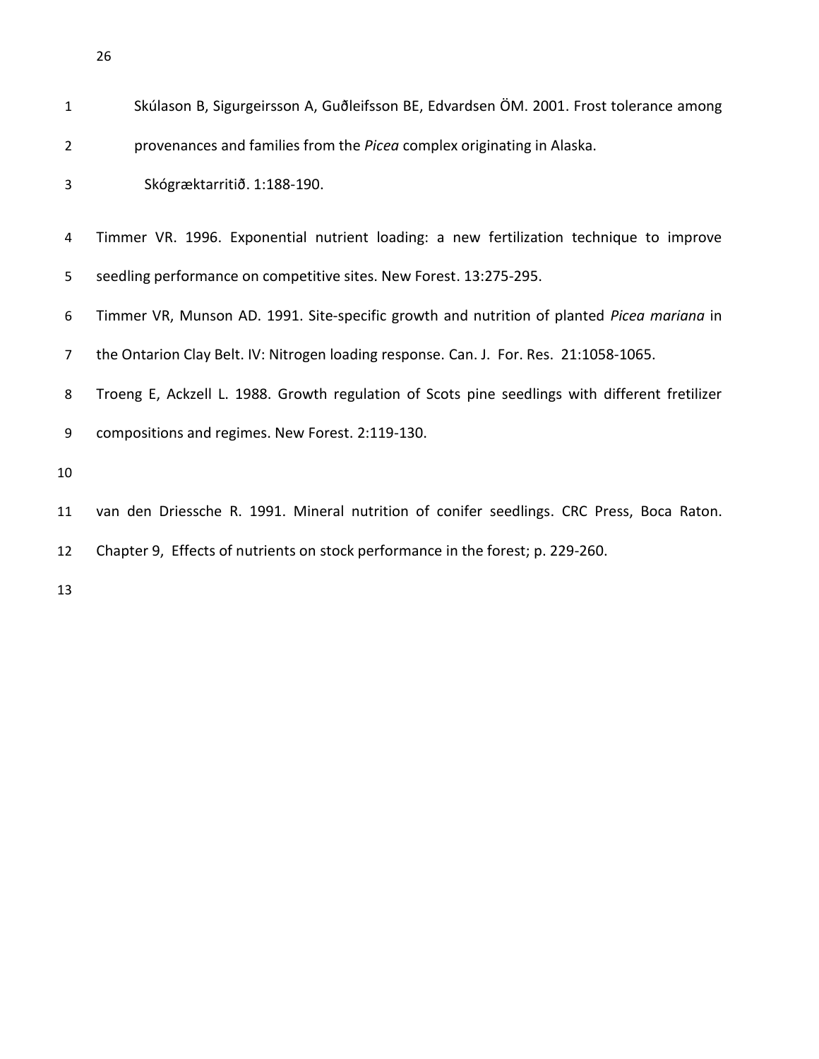Skúlason B, Sigurgeirsson A, Guðleifsson BE, Edvardsen ÖM. 2001. Frost tolerance among provenances and families from the *Picea* complex originating in Alaska. Skógræktarritið. 1:188-190.

Timmer VR. 1996. Exponential nutrient loading: a new fertilization technique to improve seedling performance on competitive sites. New Forest. 13:275-295.

Timmer VR, Munson AD. 1991. Site-specific growth and nutrition of planted *Picea mariana* in the Ontarion Clay Belt. IV: Nitrogen loading response. Can. J. For. Res. 21:1058-1065.

Troeng E, Ackzell L. 1988. Growth regulation of Scots pine seedlings with different fretilizer compositions and regimes. New Forest. 2:119-130.

van den Driessche R. 1991. Mineral nutrition of conifer seedlings. CRC Press, Boca Raton. Chapter 9, Effects of nutrients on stock performance in the forest; p. 229-260.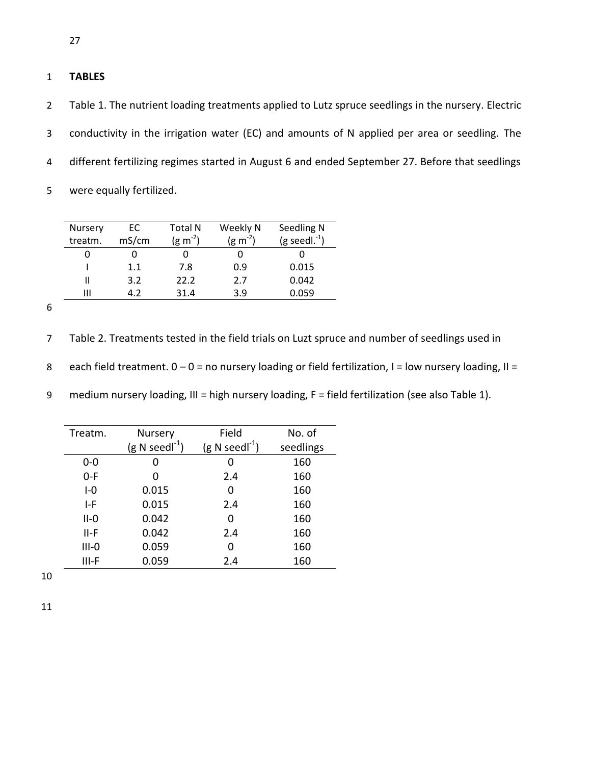# TABLES

Table 1. The nutrient loading treatments applied to Lutz spruce seedlings in the nursery. Electric conductivity in the irrigation water (EC) and amounts of N applied per area or seedling. The different fertilizing regimes started in August 6 and ended September 27. Before that seedlings were equally fertilized.

| Nursery treatm. | EC mS/cm | Total N ($g\ m^{-2}$) | Weekly N ($g\ m^{-2}$) | Seedling N ($g\ seedl.^{-1}$) |
|---|---|---|---|---|
| 0 | 0 | 0 | 0 | 0 |
| I | 1.1 | 7.8 | 0.9 | 0.015 |
| II | 3.2 | 22.2 | 2.7 | 0.042 |
| III | 4.2 | 31.4 | 3.9 | 0.059 |

Table 2. Treatments tested in the field trials on Luzt spruce and number of seedlings used in each field treatment. 0 – 0 = no nursery loading or field fertilization, I = low nursery loading, II = medium nursery loading, III = high nursery loading, F = field fertilization (see also Table 1).

| Treatm. | Nursery ($g\ N\ seedl^{-1}$) | Field ($g\ N\ seedl^{-1}$) | No. of seedlings |
|---|---|---|---|
| 0-0 | 0 | 0 | 160 |
| 0-F | 0 | 2.4 | 160 |
| I-0 | 0.015 | 0 | 160 |
| I-F | 0.015 | 2.4 | 160 |
| II-0 | 0.042 | 0 | 160 |
| II-F | 0.042 | 2.4 | 160 |
| III-0 | 0.059 | 0 | 160 |
| III-F | 0.059 | 2.4 | 160 |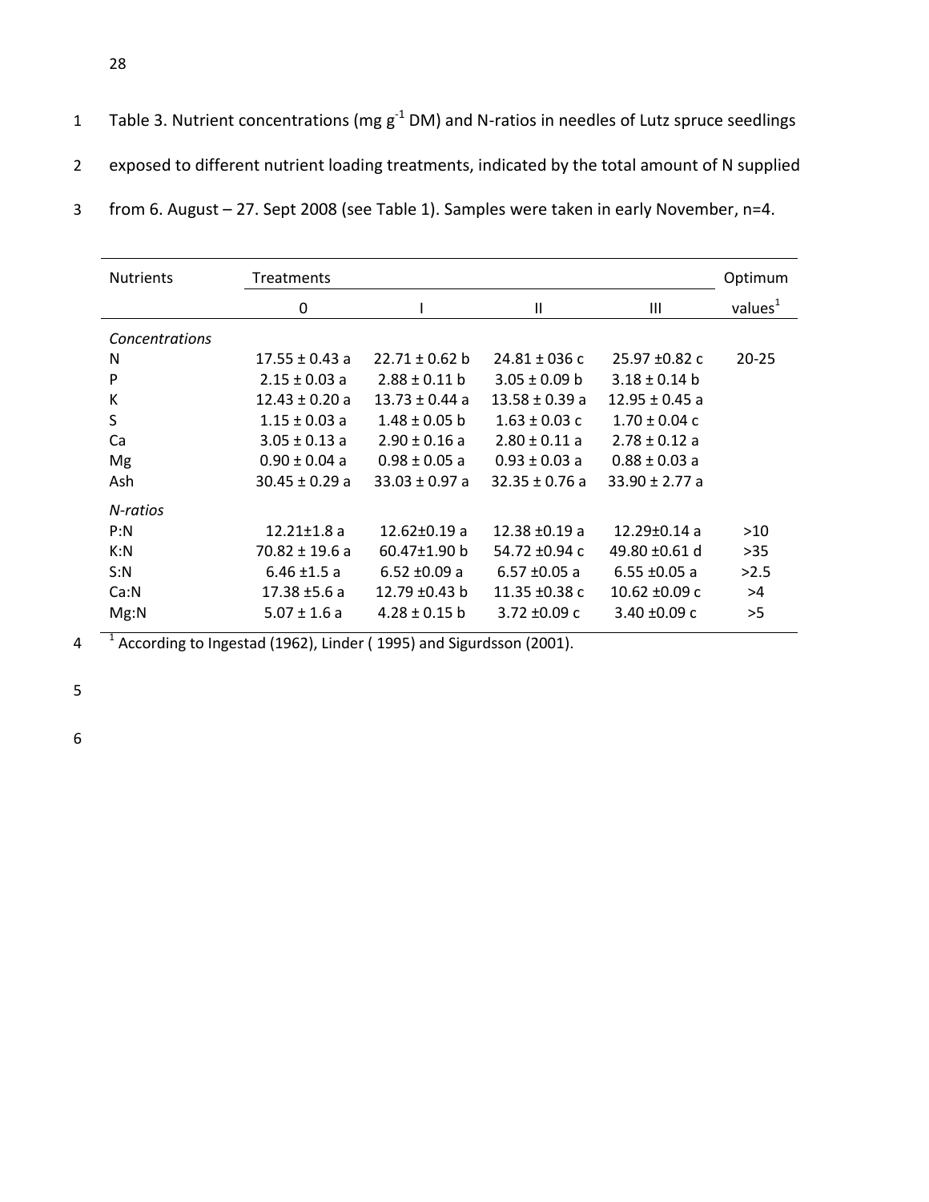Table 3. Nutrient concentrations (mg $g^{-1}$ DM) and N-ratios in needles of Lutz spruce seedlings exposed to different nutrient loading treatments, indicated by the total amount of N supplied from 6. August – 27. Sept 2008 (see Table 1). Samples were taken in early November, n=4.

| Nutrients | Treatments | | | | Optimum |
|---|---|---|---|---|---|
| | 0 | I | II | III | values[1] |
| *Concentrations* | | | | | |
| N | 17.55 ± 0.43 a | 22.71 ± 0.62 b | 24.81 ± 036 c | 25.97 ±0.82 c | 20-25 |
| P | 2.15 ± 0.03 a | 2.88 ± 0.11 b | 3.05 ± 0.09 b | 3.18 ± 0.14 b | |
| K | 12.43 ± 0.20 a | 13.73 ± 0.44 a | 13.58 ± 0.39 a | 12.95 ± 0.45 a | |
| S | 1.15 ± 0.03 a | 1.48 ± 0.05 b | 1.63 ± 0.03 c | 1.70 ± 0.04 c | |
| Ca | 3.05 ± 0.13 a | 2.90 ± 0.16 a | 2.80 ± 0.11 a | 2.78 ± 0.12 a | |
| Mg | 0.90 ± 0.04 a | 0.98 ± 0.05 a | 0.93 ± 0.03 a | 0.88 ± 0.03 a | |
| Ash | 30.45 ± 0.29 a | 33.03 ± 0.97 a | 32.35 ± 0.76 a | 33.90 ± 2.77 a | |
| *N-ratios* | | | | | |
| P:N | 12.21±1.8 a | 12.62±0.19 a | 12.38 ±0.19 a | 12.29±0.14 a | >10 |
| K:N | 70.82 ± 19.6 a | 60.47±1.90 b | 54.72 ±0.94 c | 49.80 ±0.61 d | >35 |
| S:N | 6.46 ±1.5 a | 6.52 ±0.09 a | 6.57 ±0.05 a | 6.55 ±0.05 a | >2.5 |
| Ca:N | 17.38 ±5.6 a | 12.79 ±0.43 b | 11.35 ±0.38 c | 10.62 ±0.09 c | >4 |
| Mg:N | 5.07 ± 1.6 a | 4.28 ± 0.15 b | 3.72 ±0.09 c | 3.40 ±0.09 c | >5 |

[1] According to Ingestad (1962), Linder ( 1995) and Sigurdsson (2001).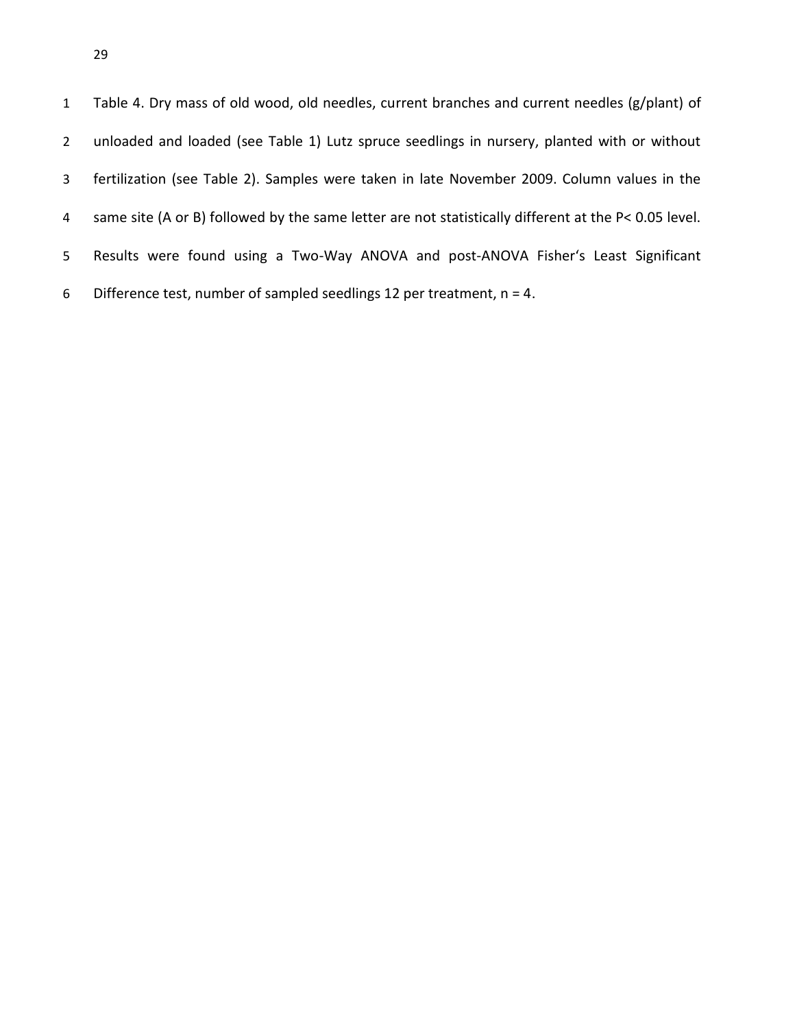Table 4. Dry mass of old wood, old needles, current branches and current needles (g/plant) of unloaded and loaded (see Table 1) Lutz spruce seedlings in nursery, planted with or without fertilization (see Table 2). Samples were taken in late November 2009. Column values in the same site (A or B) followed by the same letter are not statistically different at the $P < 0.05$ level. Results were found using a Two-Way ANOVA and post-ANOVA Fisher's Least Significant Difference test, number of sampled seedlings 12 per treatment, $n = 4$.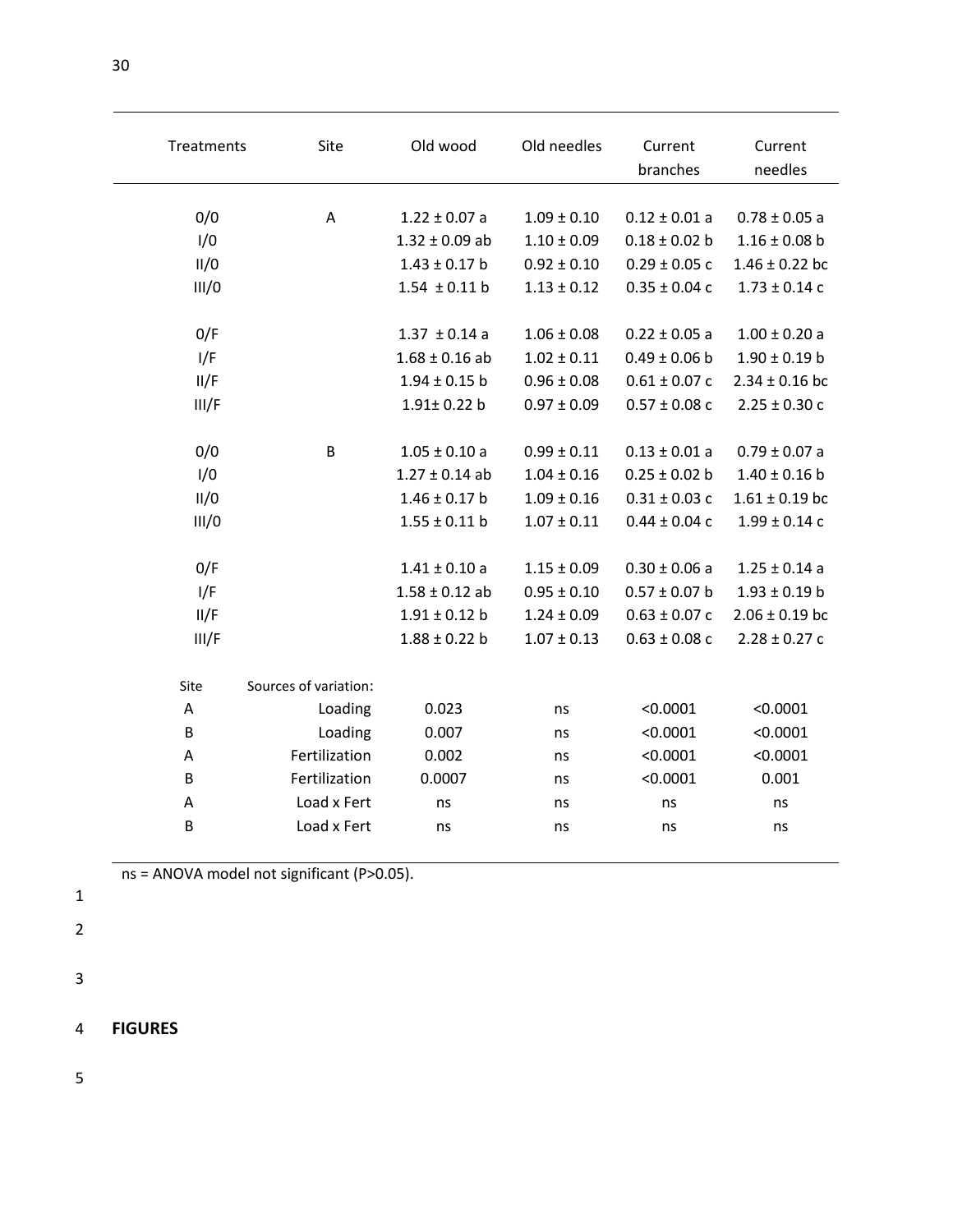| Treatments | Site | Old wood | Old needles | Current branches | Current needles |
|---|---|---|---|---|---|
| 0/0 | A | 1.22 ± 0.07 a | 1.09 ± 0.10 | 0.12 ± 0.01 a | 0.78 ± 0.05 a |
| I/0 | | 1.32 ± 0.09 ab | 1.10 ± 0.09 | 0.18 ± 0.02 b | 1.16 ± 0.08 b |
| II/0 | | 1.43 ± 0.17 b | 0.92 ± 0.10 | 0.29 ± 0.05 c | 1.46 ± 0.22 bc |
| III/0 | | 1.54 ± 0.11 b | 1.13 ± 0.12 | 0.35 ± 0.04 c | 1.73 ± 0.14 c |
| 0/F | | 1.37 ± 0.14 a | 1.06 ± 0.08 | 0.22 ± 0.05 a | 1.00 ± 0.20 a |
| I/F | | 1.68 ± 0.16 ab | 1.02 ± 0.11 | 0.49 ± 0.06 b | 1.90 ± 0.19 b |
| II/F | | 1.94 ± 0.15 b | 0.96 ± 0.08 | 0.61 ± 0.07 c | 2.34 ± 0.16 bc |
| III/F | | 1.91± 0.22 b | 0.97 ± 0.09 | 0.57 ± 0.08 c | 2.25 ± 0.30 c |
| 0/0 | B | 1.05 ± 0.10 a | 0.99 ± 0.11 | 0.13 ± 0.01 a | 0.79 ± 0.07 a |
| I/0 | | 1.27 ± 0.14 ab | 1.04 ± 0.16 | 0.25 ± 0.02 b | 1.40 ± 0.16 b |
| II/0 | | 1.46 ± 0.17 b | 1.09 ± 0.16 | 0.31 ± 0.03 c | 1.61 ± 0.19 bc |
| III/0 | | 1.55 ± 0.11 b | 1.07 ± 0.11 | 0.44 ± 0.04 c | 1.99 ± 0.14 c |
| 0/F | | 1.41 ± 0.10 a | 1.15 ± 0.09 | 0.30 ± 0.06 a | 1.25 ± 0.14 a |
| I/F | | 1.58 ± 0.12 ab | 0.95 ± 0.10 | 0.57 ± 0.07 b | 1.93 ± 0.19 b |
| II/F | | 1.91 ± 0.12 b | 1.24 ± 0.09 | 0.63 ± 0.07 c | 2.06 ± 0.19 bc |
| III/F | | 1.88 ± 0.22 b | 1.07 ± 0.13 | 0.63 ± 0.08 c | 2.28 ± 0.27 c |
| Site | Sources of variation: | | | | |
| A | Loading | 0.023 | ns | <0.0001 | <0.0001 |
| B | Loading | 0.007 | ns | <0.0001 | <0.0001 |
| A | Fertilization | 0.002 | ns | <0.0001 | <0.0001 |
| B | Fertilization | 0.0007 | ns | <0.0001 | 0.001 |
| A | Load x Fert | ns | ns | ns | ns |
| B | Load x Fert | ns | ns | ns | ns |

ns = ANOVA model not significant (P>0.05).

**FIGURES**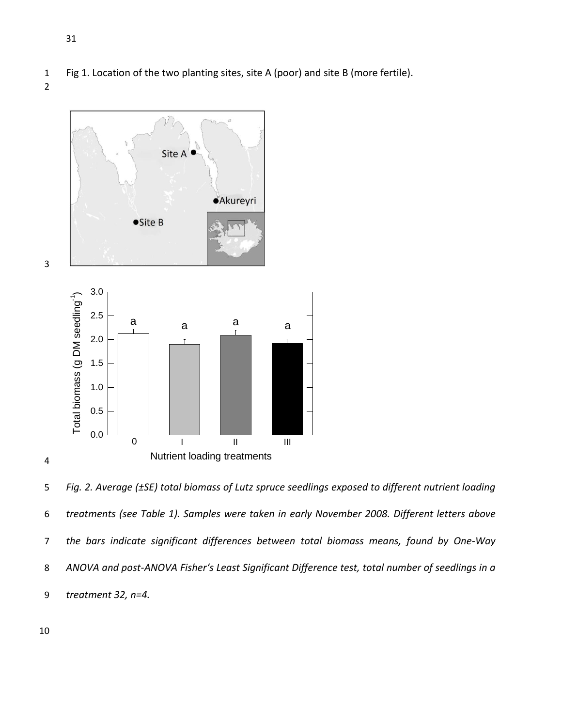Fig 1. Location of the two planting sites, site A (poor) and site B (more fertile).

*Fig. 2. Average (±SE) total biomass of Lutz spruce seedlings exposed to different nutrient loading treatments (see Table 1). Samples were taken in early November 2008. Different letters above the bars indicate significant differences between total biomass means, found by One-Way ANOVA and post-ANOVA Fisher's Least Significant Difference test, total number of seedlings in a treatment 32, n=4.*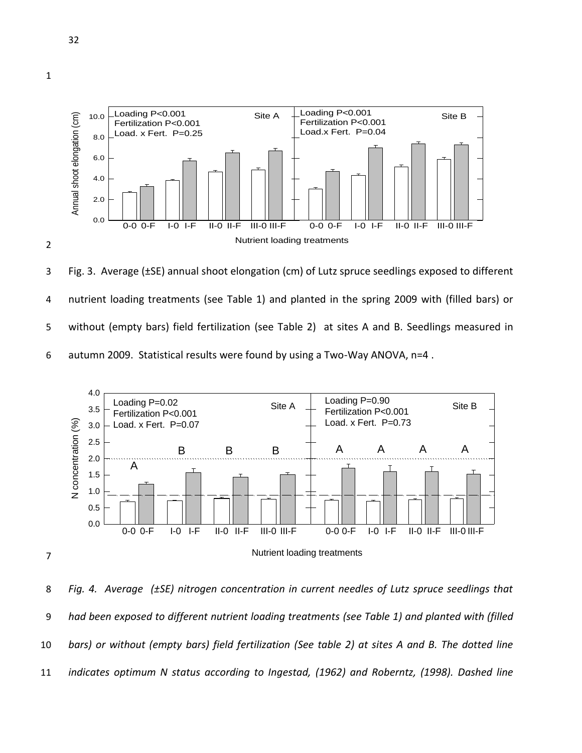Fig. 3. Average (±SE) annual shoot elongation (cm) of Lutz spruce seedlings exposed to different nutrient loading treatments (see Table 1) and planted in the spring 2009 with (filled bars) or without (empty bars) field fertilization (see Table 2) at sites A and B. Seedlings measured in autumn 2009. Statistical results were found by using a Two-Way ANOVA, n=4 .

*Fig. 4. Average (±SE) nitrogen concentration in current needles of Lutz spruce seedlings that had been exposed to different nutrient loading treatments (see Table 1) and planted with (filled bars) or without (empty bars) field fertilization (See table 2) at sites A and B. The dotted line indicates optimum N status according to Ingestad, (1962) and Roberntz, (1998). Dashed line*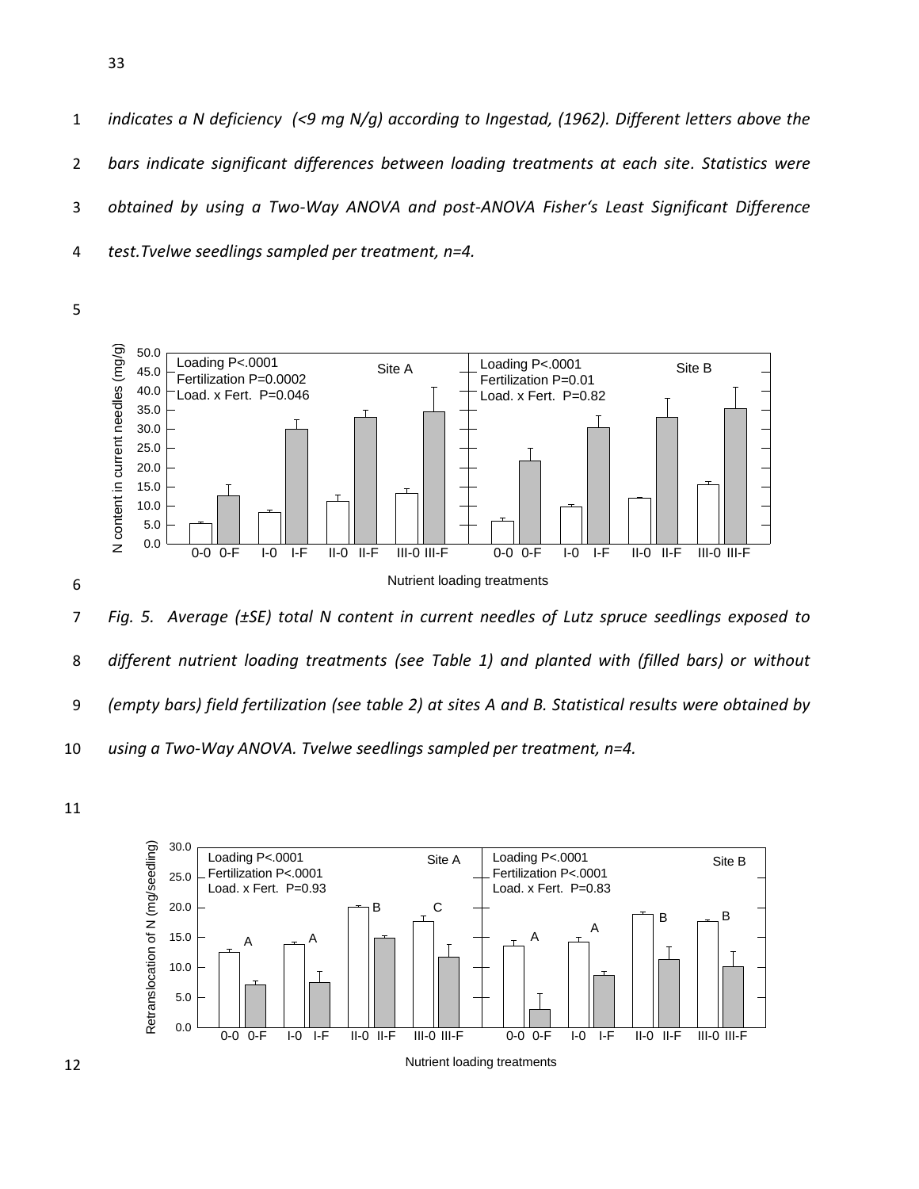*indicates a N deficiency (<9 mg N/g) according to Ingestad, (1962). Different letters above the bars indicate significant differences between loading treatments at each site. Statistics were obtained by using a Two-Way ANOVA and post-ANOVA Fisher's Least Significant Difference test.Tvelwe seedlings sampled per treatment, n=4.*

*Fig. 5. Average (±SE) total N content in current needles of Lutz spruce seedlings exposed to different nutrient loading treatments (see Table 1) and planted with (filled bars) or without (empty bars) field fertilization (see table 2) at sites A and B. Statistical results were obtained by using a Two-Way ANOVA. Tvelwe seedlings sampled per treatment, n=4.*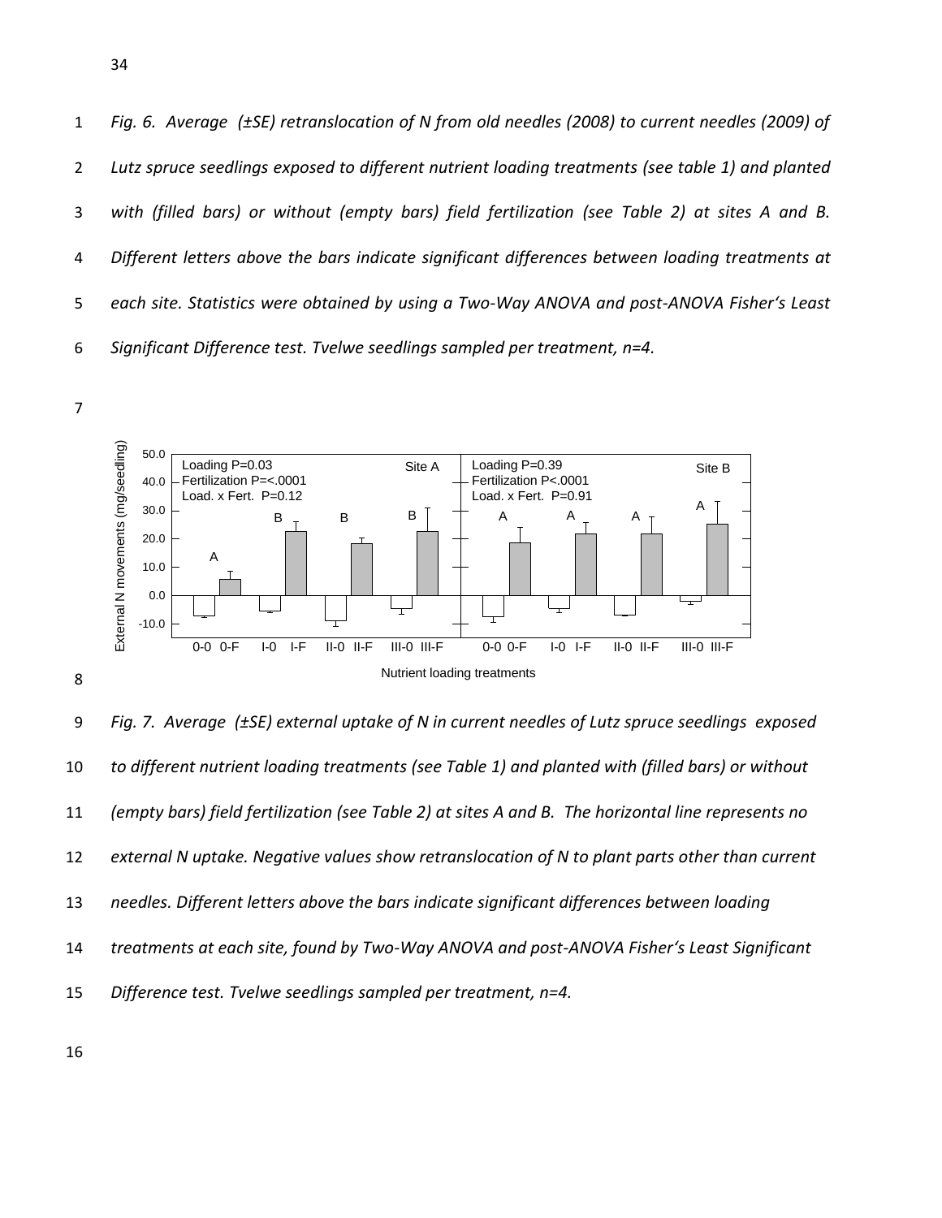*Fig. 6. Average (±SE) retranslocation of N from old needles (2008) to current needles (2009) of Lutz spruce seedlings exposed to different nutrient loading treatments (see table 1) and planted with (filled bars) or without (empty bars) field fertilization (see Table 2) at sites A and B. Different letters above the bars indicate significant differences between loading treatments at each site. Statistics were obtained by using a Two-Way ANOVA and post-ANOVA Fisher's Least Significant Difference test. Tvelwe seedlings sampled per treatment, n=4.*

External N movements (mg/seedling)

50.0
40.0
30.0
20.0
10.0
0.0
-10.0

Site A

Loading P=0.03
Fertilization P=<.0001
Load. x Fert. P=0.12

A B B B

0-0 0-F I-0 I-F II-0 II-F III-0 III-F

Site B

Loading P=0.39
Fertilization P<.0001
Load. x Fert. P=0.91

A A A A

0-0 0-F I-0 I-F II-0 II-F III-0 III-F

Nutrient loading treatments

*Fig. 7. Average (±SE) external uptake of N in current needles of Lutz spruce seedlings exposed to different nutrient loading treatments (see Table 1) and planted with (filled bars) or without (empty bars) field fertilization (see Table 2) at sites A and B. The horizontal line represents no external N uptake. Negative values show retranslocation of N to plant parts other than current needles. Different letters above the bars indicate significant differences between loading treatments at each site, found by Two-Way ANOVA and post-ANOVA Fisher's Least Significant Difference test. Tvelwe seedlings sampled per treatment, n=4.*